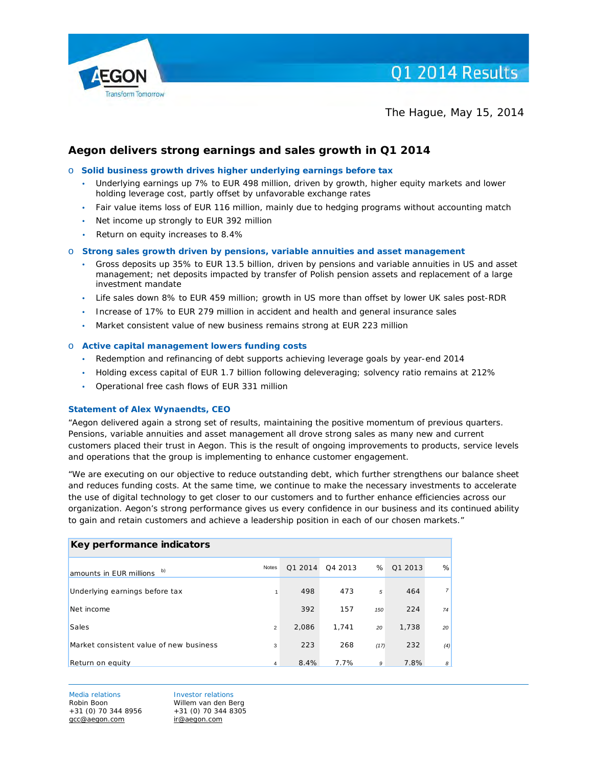AEGON
Transform Tomorrow

# Q1 2014 Results

The Hague, May 15, 2014

## Aegon delivers strong earnings and sales growth in Q1 2014

- **Solid business growth drives higher underlying earnings before tax**
  - Underlying earnings up 7% to EUR 498 million, driven by growth, higher equity markets and lower holding leverage cost, partly offset by unfavorable exchange rates
  - Fair value items loss of EUR 116 million, mainly due to hedging programs without accounting match
  - Net income up strongly to EUR 392 million
  - Return on equity increases to 8.4%
- **Strong sales growth driven by pensions, variable annuities and asset management**
  - Gross deposits up 35% to EUR 13.5 billion, driven by pensions and variable annuities in US and asset management; net deposits impacted by transfer of Polish pension assets and replacement of a large investment mandate
  - Life sales down 8% to EUR 459 million; growth in US more than offset by lower UK sales post-RDR
  - Increase of 17% to EUR 279 million in accident and health and general insurance sales
  - Market consistent value of new business remains strong at EUR 223 million
- **Active capital management lowers funding costs**
  - Redemption and refinancing of debt supports achieving leverage goals by year-end 2014
  - Holding excess capital of EUR 1.7 billion following deleveraging; solvency ratio remains at 212%
  - Operational free cash flows of EUR 331 million

### Statement of Alex Wynaendts, CEO

"Aegon delivered again a strong set of results, maintaining the positive momentum of previous quarters. Pensions, variable annuities and asset management all drove strong sales as many new and current customers placed their trust in Aegon. This is the result of ongoing improvements to products, service levels and operations that the group is implementing to enhance customer engagement.

"We are executing on our objective to reduce outstanding debt, which further strengthens our balance sheet and reduces funding costs. At the same time, we continue to make the necessary investments to accelerate the use of digital technology to get closer to our customers and to further enhance efficiencies across our organization. Aegon's strong performance gives us every confidence in our business and its continued ability to gain and retain customers and achieve a leadership position in each of our chosen markets."

**Key performance indicators**

| amounts in EUR millions b) | Notes | Q1 2014 | Q4 2013 | % | Q1 2013 | % |
|---|---|---|---|---|---|---|
| Underlying earnings before tax | 1 | 498 | 473 | 5 | 464 | 7 |
| Net income | | 392 | 157 | 150 | 224 | 74 |
| Sales | 2 | 2,086 | 1,741 | 20 | 1,738 | 20 |
| Market consistent value of new business | 3 | 223 | 268 | (17) | 232 | (4) |
| Return on equity | 4 | 8.4% | 7.7% | 9 | 7.8% | 8 |

Media relations
Robin Boon
+31 (0) 70 344 8956
gcc@aegon.com

Investor relations
Willem van den Berg
+31 (0) 70 344 8305
ir@aegon.com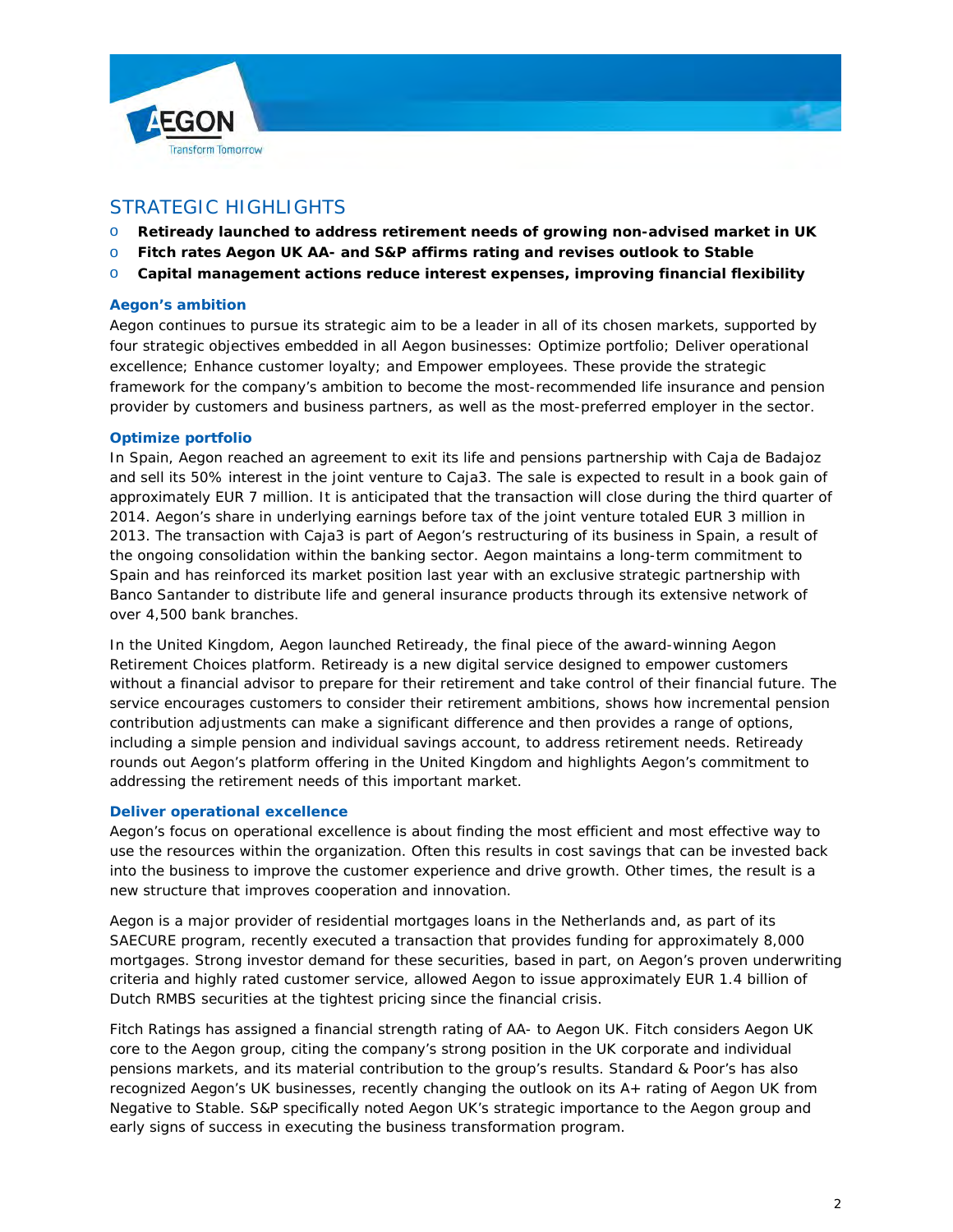## STRATEGIC HIGHLIGHTS

- **Retiready launched to address retirement needs of growing non-advised market in UK**
- **Fitch rates Aegon UK AA- and S&P affirms rating and revises outlook to Stable**
- **Capital management actions reduce interest expenses, improving financial flexibility**

### Aegon's ambition

Aegon continues to pursue its strategic aim to be a leader in all of its chosen markets, supported by four strategic objectives embedded in all Aegon businesses: Optimize portfolio; Deliver operational excellence; Enhance customer loyalty; and Empower employees. These provide the strategic framework for the company's ambition to become the most-recommended life insurance and pension provider by customers and business partners, as well as the most-preferred employer in the sector.

### Optimize portfolio

In Spain, Aegon reached an agreement to exit its life and pensions partnership with Caja de Badajoz and sell its 50% interest in the joint venture to Caja3. The sale is expected to result in a book gain of approximately EUR 7 million. It is anticipated that the transaction will close during the third quarter of 2014. Aegon's share in underlying earnings before tax of the joint venture totaled EUR 3 million in 2013. The transaction with Caja3 is part of Aegon's restructuring of its business in Spain, a result of the ongoing consolidation within the banking sector. Aegon maintains a long-term commitment to Spain and has reinforced its market position last year with an exclusive strategic partnership with Banco Santander to distribute life and general insurance products through its extensive network of over 4,500 bank branches.

In the United Kingdom, Aegon launched Retiready, the final piece of the award-winning Aegon Retirement Choices platform. Retiready is a new digital service designed to empower customers without a financial advisor to prepare for their retirement and take control of their financial future. The service encourages customers to consider their retirement ambitions, shows how incremental pension contribution adjustments can make a significant difference and then provides a range of options, including a simple pension and individual savings account, to address retirement needs. Retiready rounds out Aegon's platform offering in the United Kingdom and highlights Aegon's commitment to addressing the retirement needs of this important market.

### Deliver operational excellence

Aegon's focus on operational excellence is about finding the most efficient and most effective way to use the resources within the organization. Often this results in cost savings that can be invested back into the business to improve the customer experience and drive growth. Other times, the result is a new structure that improves cooperation and innovation.

Aegon is a major provider of residential mortgages loans in the Netherlands and, as part of its SAECURE program, recently executed a transaction that provides funding for approximately 8,000 mortgages. Strong investor demand for these securities, based in part, on Aegon's proven underwriting criteria and highly rated customer service, allowed Aegon to issue approximately EUR 1.4 billion of Dutch RMBS securities at the tightest pricing since the financial crisis.

Fitch Ratings has assigned a financial strength rating of AA- to Aegon UK. Fitch considers Aegon UK core to the Aegon group, citing the company's strong position in the UK corporate and individual pensions markets, and its material contribution to the group's results. Standard & Poor's has also recognized Aegon's UK businesses, recently changing the outlook on its A+ rating of Aegon UK from Negative to Stable. S&P specifically noted Aegon UK's strategic importance to the Aegon group and early signs of success in executing the business transformation program.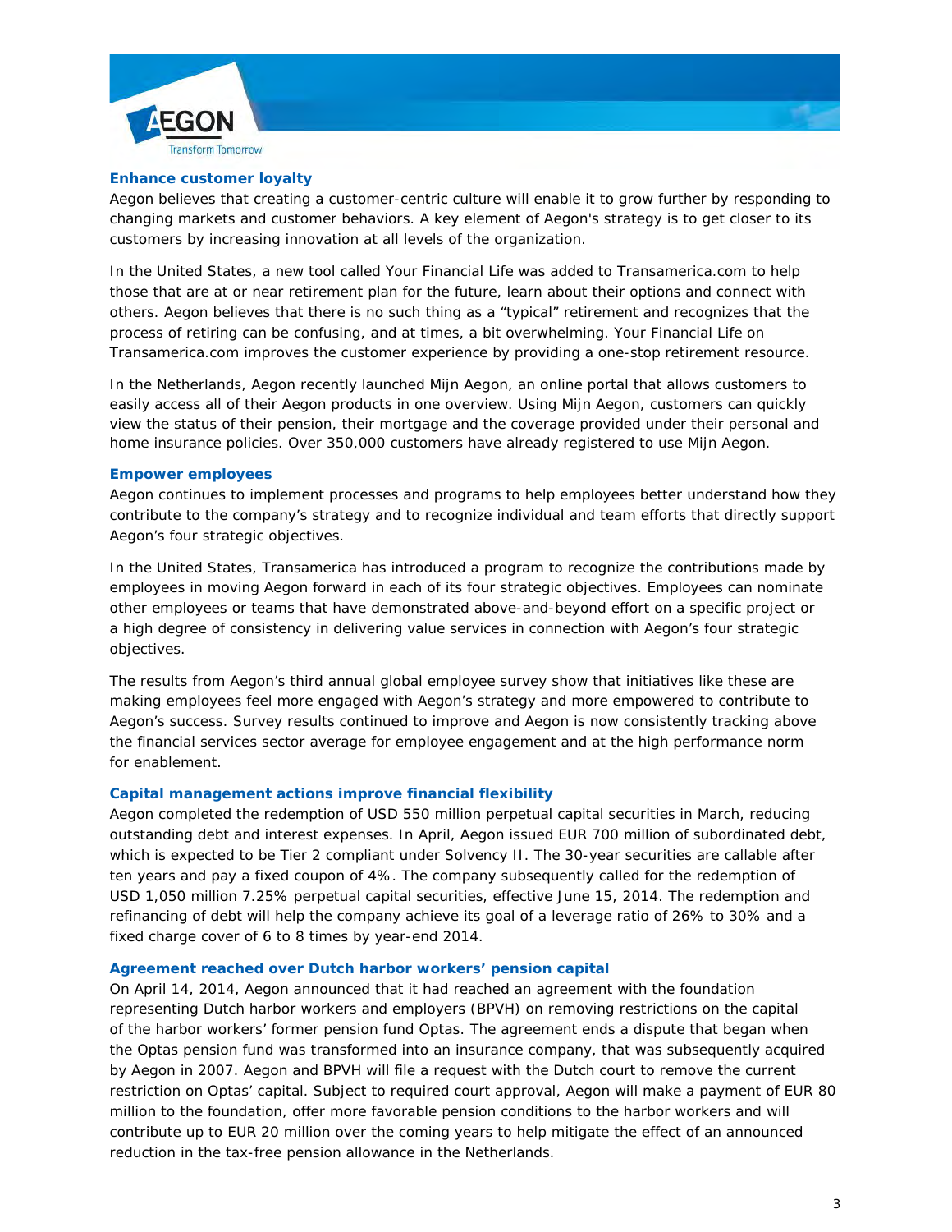### Enhance customer loyalty

Aegon believes that creating a customer-centric culture will enable it to grow further by responding to changing markets and customer behaviors. A key element of Aegon's strategy is to get closer to its customers by increasing innovation at all levels of the organization.

In the United States, a new tool called Your Financial Life was added to Transamerica.com to help those that are at or near retirement plan for the future, learn about their options and connect with others. Aegon believes that there is no such thing as a "typical" retirement and recognizes that the process of retiring can be confusing, and at times, a bit overwhelming. Your Financial Life on Transamerica.com improves the customer experience by providing a one-stop retirement resource.

In the Netherlands, Aegon recently launched Mijn Aegon, an online portal that allows customers to easily access all of their Aegon products in one overview. Using Mijn Aegon, customers can quickly view the status of their pension, their mortgage and the coverage provided under their personal and home insurance policies. Over 350,000 customers have already registered to use Mijn Aegon.

### Empower employees

Aegon continues to implement processes and programs to help employees better understand how they contribute to the company's strategy and to recognize individual and team efforts that directly support Aegon's four strategic objectives.

In the United States, Transamerica has introduced a program to recognize the contributions made by employees in moving Aegon forward in each of its four strategic objectives. Employees can nominate other employees or teams that have demonstrated above-and-beyond effort on a specific project or a high degree of consistency in delivering value services in connection with Aegon's four strategic objectives.

The results from Aegon's third annual global employee survey show that initiatives like these are making employees feel more engaged with Aegon's strategy and more empowered to contribute to Aegon's success. Survey results continued to improve and Aegon is now consistently tracking above the financial services sector average for employee engagement and at the high performance norm for enablement.

### Capital management actions improve financial flexibility

Aegon completed the redemption of USD 550 million perpetual capital securities in March, reducing outstanding debt and interest expenses. In April, Aegon issued EUR 700 million of subordinated debt, which is expected to be Tier 2 compliant under Solvency II. The 30-year securities are callable after ten years and pay a fixed coupon of 4%. The company subsequently called for the redemption of USD 1,050 million 7.25% perpetual capital securities, effective June 15, 2014. The redemption and refinancing of debt will help the company achieve its goal of a leverage ratio of 26% to 30% and a fixed charge cover of 6 to 8 times by year-end 2014.

### Agreement reached over Dutch harbor workers' pension capital

On April 14, 2014, Aegon announced that it had reached an agreement with the foundation representing Dutch harbor workers and employers (BPVH) on removing restrictions on the capital of the harbor workers' former pension fund Optas. The agreement ends a dispute that began when the Optas pension fund was transformed into an insurance company, that was subsequently acquired by Aegon in 2007. Aegon and BPVH will file a request with the Dutch court to remove the current restriction on Optas' capital. Subject to required court approval, Aegon will make a payment of EUR 80 million to the foundation, offer more favorable pension conditions to the harbor workers and will contribute up to EUR 20 million over the coming years to help mitigate the effect of an announced reduction in the tax-free pension allowance in the Netherlands.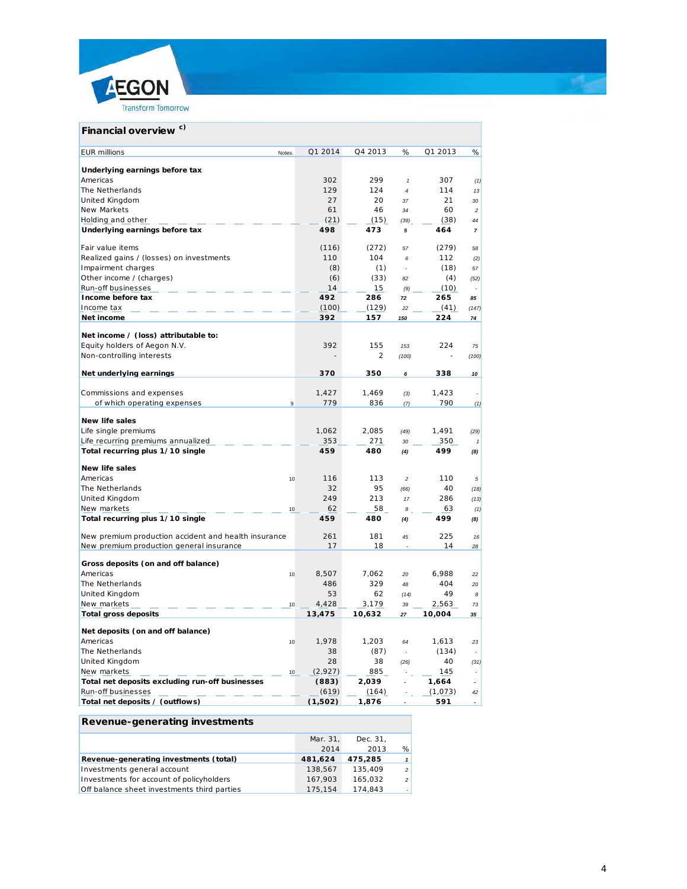## Financial overview [c)]

| EUR millions | Notes | Q1 2014 | Q4 2013 | % | Q1 2013 | % |
|---|---|---|---|---|---|---|
| **Underlying earnings before tax** | | | | | | |
| Americas | | 302 | 299 | 1 | 307 | (1) |
| The Netherlands | | 129 | 124 | 4 | 114 | 13 |
| United Kingdom | | 27 | 20 | 37 | 21 | 30 |
| New Markets | | 61 | 46 | 34 | 60 | 2 |
| Holding and other | | (21) | (15) | (39) | (38) | 44 |
| **Underlying earnings before tax** | | **498** | **473** | **5** | **464** | **7** |
| | | | | | | |
| Fair value items | | (116) | (272) | 57 | (279) | 58 |
| Realized gains / (losses) on investments | | 110 | 104 | 6 | 112 | (2) |
| Impairment charges | | (8) | (1) | - | (18) | 57 |
| Other income / (charges) | | (6) | (33) | 82 | (4) | (52) |
| Run-off businesses | | 14 | 15 | (9) | (10) | - |
| **Income before tax** | | **492** | **286** | **72** | **265** | **85** |
| Income tax | | (100) | (129) | 22 | (41) | (147) |
| **Net income** | | **392** | **157** | **150** | **224** | **74** |
| | | | | | | |
| **Net income / (loss) attributable to:** | | | | | | |
| Equity holders of Aegon N.V. | | 392 | 155 | 153 | 224 | 75 |
| Non-controlling interests | | - | 2 | (100) | - | (100) |
| | | | | | | |
| **Net underlying earnings** | | **370** | **350** | **6** | **338** | **10** |
| | | | | | | |
| Commissions and expenses | | 1,427 | 1,469 | (3) | 1,423 | - |
| of which operating expenses | 9 | 779 | 836 | (7) | 790 | (1) |
| | | | | | | |
| **New life sales** | | | | | | |
| Life single premiums | | 1,062 | 2,085 | (49) | 1,491 | (29) |
| Life recurring premiums annualized | | 353 | 271 | 30 | 350 | 1 |
| **Total recurring plus 1/10 single** | | **459** | **480** | **(4)** | **499** | **(8)** |
| | | | | | | |
| **New life sales** | | | | | | |
| Americas | 10 | 116 | 113 | 2 | 110 | 5 |
| The Netherlands | | 32 | 95 | (66) | 40 | (18) |
| United Kingdom | | 249 | 213 | 17 | 286 | (13) |
| New markets | 10 | 62 | 58 | 8 | 63 | (1) |
| **Total recurring plus 1/10 single** | | **459** | **480** | **(4)** | **499** | **(8)** |
| | | | | | | |
| New premium production accident and health insurance | | 261 | 181 | 45 | 225 | 16 |
| New premium production general insurance | | 17 | 18 | - | 14 | 28 |
| | | | | | | |
| **Gross deposits (on and off balance)** | | | | | | |
| Americas | 10 | 8,507 | 7,062 | 20 | 6,988 | 22 |
| The Netherlands | | 486 | 329 | 48 | 404 | 20 |
| United Kingdom | | 53 | 62 | (14) | 49 | 8 |
| New markets | 10 | 4,428 | 3,179 | 39 | 2,563 | 73 |
| **Total gross deposits** | | **13,475** | **10,632** | **27** | **10,004** | **35** |
| | | | | | | |
| **Net deposits (on and off balance)** | | | | | | |
| Americas | 10 | 1,978 | 1,203 | 64 | 1,613 | 23 |
| The Netherlands | | 38 | (87) | - | (134) | - |
| United Kingdom | | 28 | 38 | (26) | 40 | (31) |
| New markets | 10 | (2,927) | 885 | - | 145 | - |
| **Total net deposits excluding run-off businesses** | | **(883)** | **2,039** | **-** | **1,664** | **-** |
| Run-off businesses | | (619) | (164) | - | (1,073) | 42 |
| **Total net deposits / (outflows)** | | **(1,502)** | **1,876** | **-** | **591** | **-** |

## Revenue-generating investments

| | Mar. 31, 2014 | Dec. 31, 2013 | % |
|---|---|---|---|
| **Revenue-generating investments (total)** | **481,624** | **475,285** | **1** |
| Investments general account | 138,567 | 135,409 | 2 |
| Investments for account of policyholders | 167,903 | 165,032 | 2 |
| Off balance sheet investments third parties | 175,154 | 174,843 | - |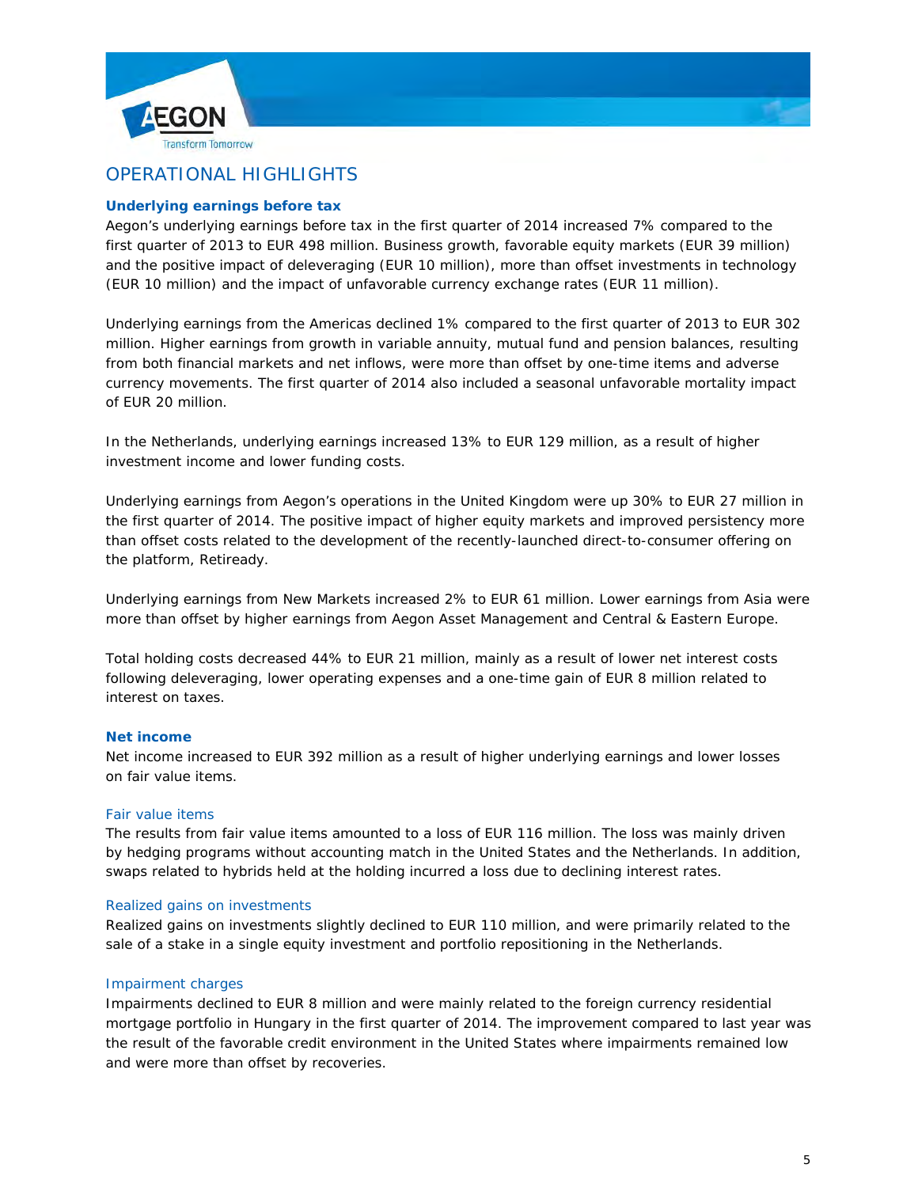# OPERATIONAL HIGHLIGHTS

**Underlying earnings before tax**

Aegon's underlying earnings before tax in the first quarter of 2014 increased 7% compared to the first quarter of 2013 to EUR 498 million. Business growth, favorable equity markets (EUR 39 million) and the positive impact of deleveraging (EUR 10 million), more than offset investments in technology (EUR 10 million) and the impact of unfavorable currency exchange rates (EUR 11 million).

Underlying earnings from the Americas declined 1% compared to the first quarter of 2013 to EUR 302 million. Higher earnings from growth in variable annuity, mutual fund and pension balances, resulting from both financial markets and net inflows, were more than offset by one-time items and adverse currency movements. The first quarter of 2014 also included a seasonal unfavorable mortality impact of EUR 20 million.

In the Netherlands, underlying earnings increased 13% to EUR 129 million, as a result of higher investment income and lower funding costs.

Underlying earnings from Aegon's operations in the United Kingdom were up 30% to EUR 27 million in the first quarter of 2014. The positive impact of higher equity markets and improved persistency more than offset costs related to the development of the recently-launched direct-to-consumer offering on the platform, Retiready.

Underlying earnings from New Markets increased 2% to EUR 61 million. Lower earnings from Asia were more than offset by higher earnings from Aegon Asset Management and Central & Eastern Europe.

Total holding costs decreased 44% to EUR 21 million, mainly as a result of lower net interest costs following deleveraging, lower operating expenses and a one-time gain of EUR 8 million related to interest on taxes.

**Net income**

Net income increased to EUR 392 million as a result of higher underlying earnings and lower losses on fair value items.

### Fair value items

The results from fair value items amounted to a loss of EUR 116 million. The loss was mainly driven by hedging programs without accounting match in the United States and the Netherlands. In addition, swaps related to hybrids held at the holding incurred a loss due to declining interest rates.

### Realized gains on investments

Realized gains on investments slightly declined to EUR 110 million, and were primarily related to the sale of a stake in a single equity investment and portfolio repositioning in the Netherlands.

### Impairment charges

Impairments declined to EUR 8 million and were mainly related to the foreign currency residential mortgage portfolio in Hungary in the first quarter of 2014. The improvement compared to last year was the result of the favorable credit environment in the United States where impairments remained low and were more than offset by recoveries.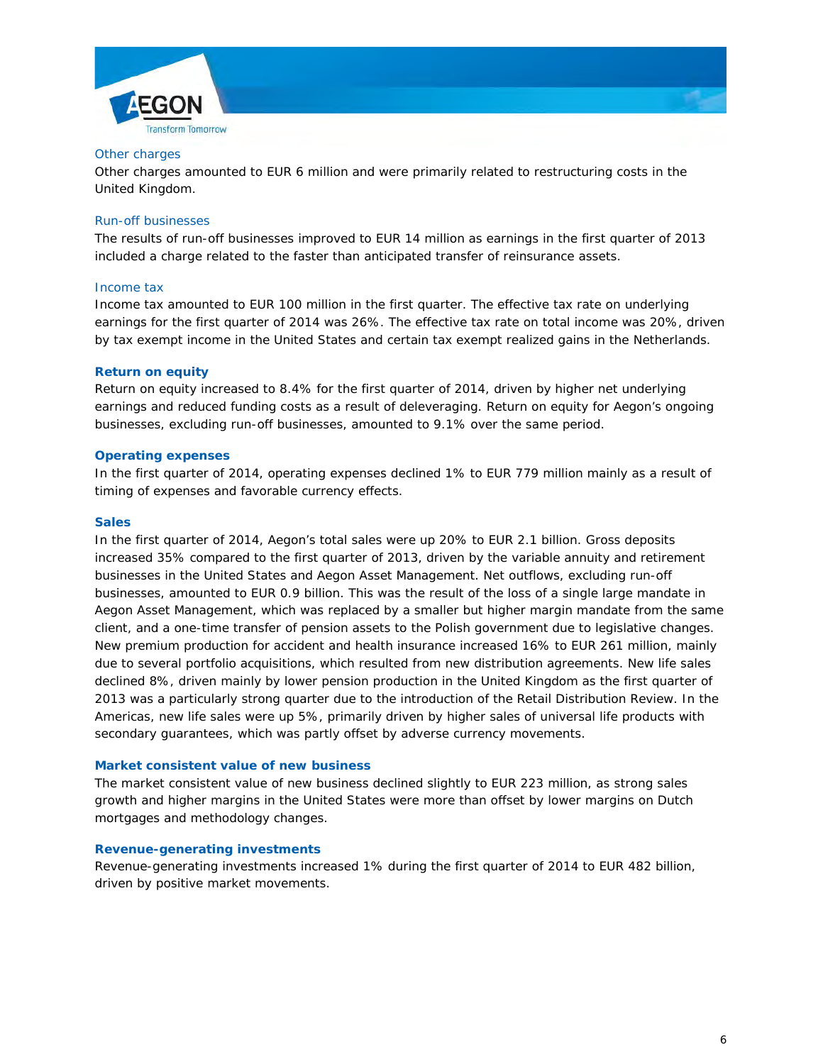### Other charges

Other charges amounted to EUR 6 million and were primarily related to restructuring costs in the United Kingdom.

### Run-off businesses

The results of run-off businesses improved to EUR 14 million as earnings in the first quarter of 2013 included a charge related to the faster than anticipated transfer of reinsurance assets.

### Income tax

Income tax amounted to EUR 100 million in the first quarter. The effective tax rate on underlying earnings for the first quarter of 2014 was 26%. The effective tax rate on total income was 20%, driven by tax exempt income in the United States and certain tax exempt realized gains in the Netherlands.

## Return on equity

Return on equity increased to 8.4% for the first quarter of 2014, driven by higher net underlying earnings and reduced funding costs as a result of deleveraging. Return on equity for Aegon's ongoing businesses, excluding run-off businesses, amounted to 9.1% over the same period.

## Operating expenses

In the first quarter of 2014, operating expenses declined 1% to EUR 779 million mainly as a result of timing of expenses and favorable currency effects.

## Sales

In the first quarter of 2014, Aegon's total sales were up 20% to EUR 2.1 billion. Gross deposits increased 35% compared to the first quarter of 2013, driven by the variable annuity and retirement businesses in the United States and Aegon Asset Management. Net outflows, excluding run-off businesses, amounted to EUR 0.9 billion. This was the result of the loss of a single large mandate in Aegon Asset Management, which was replaced by a smaller but higher margin mandate from the same client, and a one-time transfer of pension assets to the Polish government due to legislative changes. New premium production for accident and health insurance increased 16% to EUR 261 million, mainly due to several portfolio acquisitions, which resulted from new distribution agreements. New life sales declined 8%, driven mainly by lower pension production in the United Kingdom as the first quarter of 2013 was a particularly strong quarter due to the introduction of the Retail Distribution Review. In the Americas, new life sales were up 5%, primarily driven by higher sales of universal life products with secondary guarantees, which was partly offset by adverse currency movements.

## Market consistent value of new business

The market consistent value of new business declined slightly to EUR 223 million, as strong sales growth and higher margins in the United States were more than offset by lower margins on Dutch mortgages and methodology changes.

## Revenue-generating investments

Revenue-generating investments increased 1% during the first quarter of 2014 to EUR 482 billion, driven by positive market movements.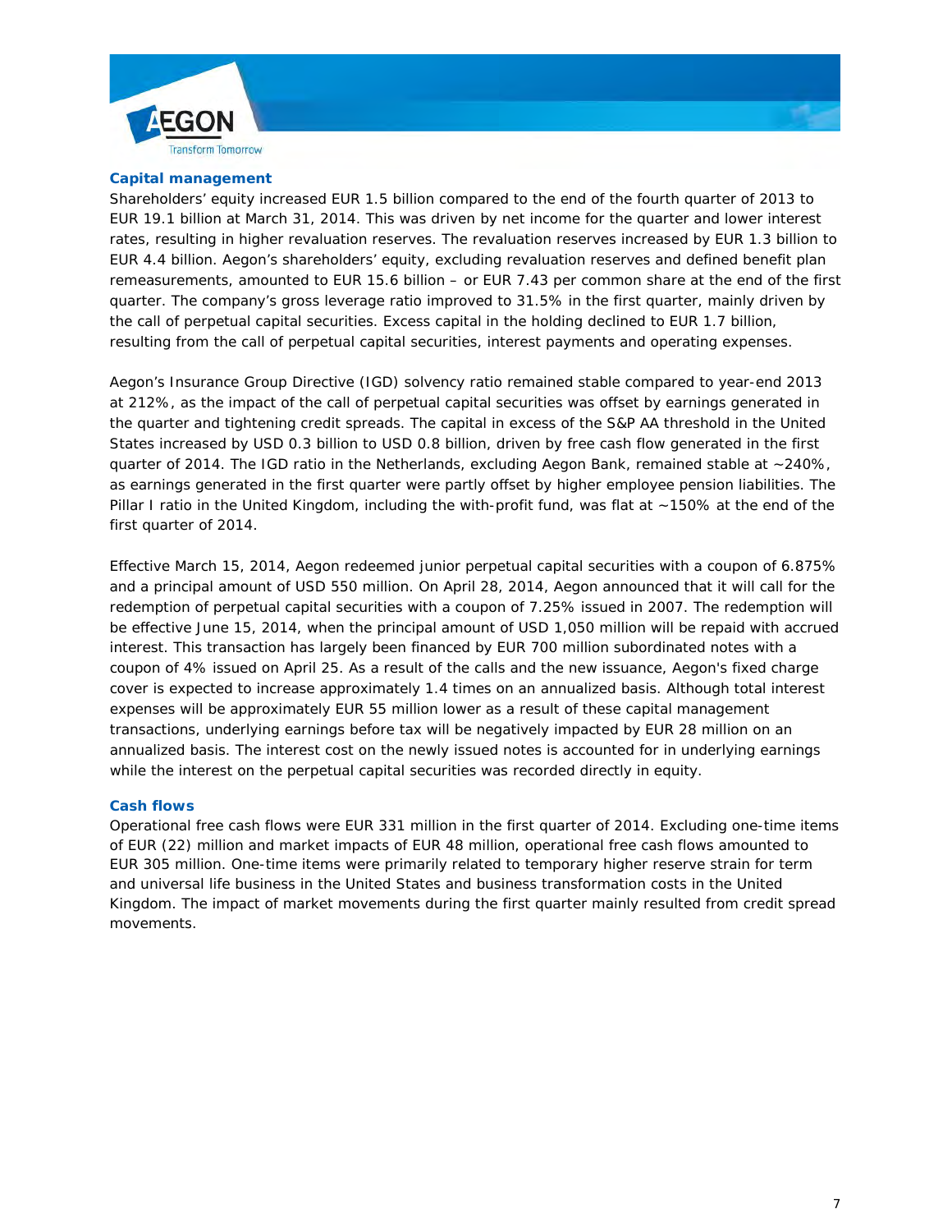## Capital management

Shareholders' equity increased EUR 1.5 billion compared to the end of the fourth quarter of 2013 to EUR 19.1 billion at March 31, 2014. This was driven by net income for the quarter and lower interest rates, resulting in higher revaluation reserves. The revaluation reserves increased by EUR 1.3 billion to EUR 4.4 billion. Aegon's shareholders' equity, excluding revaluation reserves and defined benefit plan remeasurements, amounted to EUR 15.6 billion – or EUR 7.43 per common share at the end of the first quarter. The company's gross leverage ratio improved to 31.5% in the first quarter, mainly driven by the call of perpetual capital securities. Excess capital in the holding declined to EUR 1.7 billion, resulting from the call of perpetual capital securities, interest payments and operating expenses.

Aegon's Insurance Group Directive (IGD) solvency ratio remained stable compared to year-end 2013 at 212%, as the impact of the call of perpetual capital securities was offset by earnings generated in the quarter and tightening credit spreads. The capital in excess of the S&P AA threshold in the United States increased by USD 0.3 billion to USD 0.8 billion, driven by free cash flow generated in the first quarter of 2014. The IGD ratio in the Netherlands, excluding Aegon Bank, remained stable at ~240%, as earnings generated in the first quarter were partly offset by higher employee pension liabilities. The Pillar I ratio in the United Kingdom, including the with-profit fund, was flat at ~150% at the end of the first quarter of 2014.

Effective March 15, 2014, Aegon redeemed junior perpetual capital securities with a coupon of 6.875% and a principal amount of USD 550 million. On April 28, 2014, Aegon announced that it will call for the redemption of perpetual capital securities with a coupon of 7.25% issued in 2007. The redemption will be effective June 15, 2014, when the principal amount of USD 1,050 million will be repaid with accrued interest. This transaction has largely been financed by EUR 700 million subordinated notes with a coupon of 4% issued on April 25. As a result of the calls and the new issuance, Aegon's fixed charge cover is expected to increase approximately 1.4 times on an annualized basis. Although total interest expenses will be approximately EUR 55 million lower as a result of these capital management transactions, underlying earnings before tax will be negatively impacted by EUR 28 million on an annualized basis. The interest cost on the newly issued notes is accounted for in underlying earnings while the interest on the perpetual capital securities was recorded directly in equity.

## Cash flows

Operational free cash flows were EUR 331 million in the first quarter of 2014. Excluding one-time items of EUR (22) million and market impacts of EUR 48 million, operational free cash flows amounted to EUR 305 million. One-time items were primarily related to temporary higher reserve strain for term and universal life business in the United States and business transformation costs in the United Kingdom. The impact of market movements during the first quarter mainly resulted from credit spread movements.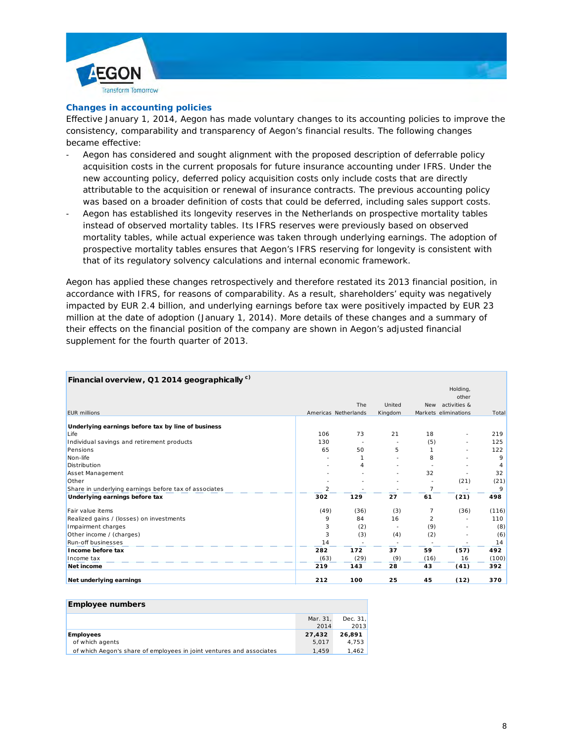## Changes in accounting policies

Effective January 1, 2014, Aegon has made voluntary changes to its accounting policies to improve the consistency, comparability and transparency of Aegon's financial results. The following changes became effective:

- Aegon has considered and sought alignment with the proposed description of deferrable policy acquisition costs in the current proposals for future insurance accounting under IFRS. Under the new accounting policy, deferred policy acquisition costs only include costs that are directly attributable to the acquisition or renewal of insurance contracts. The previous accounting policy was based on a broader definition of costs that could be deferred, including sales support costs.
- Aegon has established its longevity reserves in the Netherlands on prospective mortality tables instead of observed mortality tables. Its IFRS reserves were previously based on observed mortality tables, while actual experience was taken through underlying earnings. The adoption of prospective mortality tables ensures that Aegon's IFRS reserving for longevity is consistent with that of its regulatory solvency calculations and internal economic framework.

Aegon has applied these changes retrospectively and therefore restated its 2013 financial position, in accordance with IFRS, for reasons of comparability. As a result, shareholders' equity was negatively impacted by EUR 2.4 billion, and underlying earnings before tax were positively impacted by EUR 23 million at the date of adoption (January 1, 2014). More details of these changes and a summary of their effects on the financial position of the company are shown in Aegon's adjusted financial supplement for the fourth quarter of 2013.

**Financial overview, Q1 2014 geographically** [c)]

| EUR millions | Americas | The Netherlands | United Kingdom | New Markets | Holding, other activities & eliminations | Total |
|---|---|---|---|---|---|---|
| **Underlying earnings before tax by line of business** | | | | | | |
| Life | 106 | 73 | 21 | 18 | - | 219 |
| Individual savings and retirement products | 130 | - | - | (5) | - | 125 |
| Pensions | 65 | 50 | 5 | 1 | - | 122 |
| Non-life | - | 1 | - | 8 | - | 9 |
| Distribution | - | 4 | - | - | - | 4 |
| Asset Management | - | - | - | 32 | - | 32 |
| Other | - | - | - | - | (21) | (21) |
| Share in underlying earnings before tax of associates | 2 | - | - | 7 | - | 9 |
| **Underlying earnings before tax** | **302** | **129** | **27** | **61** | **(21)** | **498** |
| Fair value items | (49) | (36) | (3) | 7 | (36) | (116) |
| Realized gains / (losses) on investments | 9 | 84 | 16 | 2 | - | 110 |
| Impairment charges | 3 | (2) | - | (9) | - | (8) |
| Other income / (charges) | 3 | (3) | (4) | (2) | - | (6) |
| Run-off businesses | 14 | - | - | - | - | 14 |
| **Income before tax** | **282** | **172** | **37** | **59** | **(57)** | **492** |
| Income tax | (63) | (29) | (9) | (16) | 16 | (100) |
| **Net income** | **219** | **143** | **28** | **43** | **(41)** | **392** |
| **Net underlying earnings** | **212** | **100** | **25** | **45** | **(12)** | **370** |

**Employee numbers**

| | Mar. 31, 2014 | Dec. 31, 2013 |
|---|---|---|
| **Employees** | **27,432** | **26,891** |
| of which agents | 5,017 | 4,753 |
| of which Aegon's share of employees in joint ventures and associates | 1,459 | 1,462 |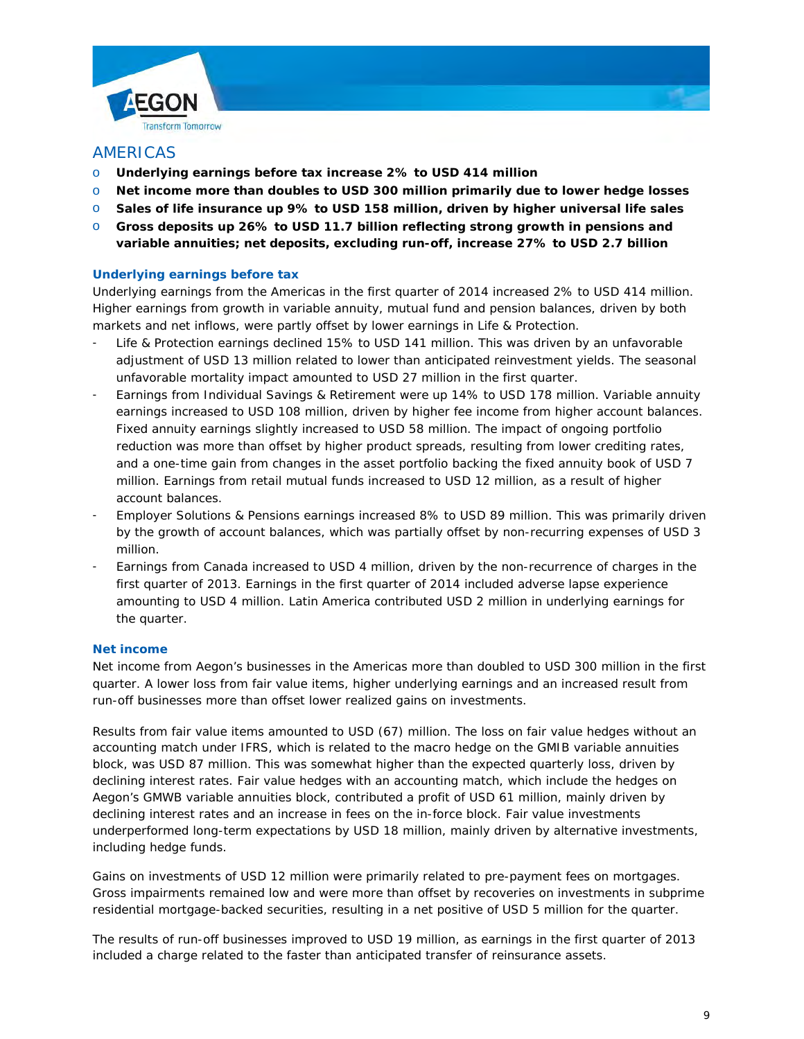## AMERICAS

- **Underlying earnings before tax increase 2% to USD 414 million**
- **Net income more than doubles to USD 300 million primarily due to lower hedge losses**
- **Sales of life insurance up 9% to USD 158 million, driven by higher universal life sales**
- **Gross deposits up 26% to USD 11.7 billion reflecting strong growth in pensions and variable annuities; net deposits, excluding run-off, increase 27% to USD 2.7 billion**

### Underlying earnings before tax

Underlying earnings from the Americas in the first quarter of 2014 increased 2% to USD 414 million. Higher earnings from growth in variable annuity, mutual fund and pension balances, driven by both markets and net inflows, were partly offset by lower earnings in Life & Protection.

- Life & Protection earnings declined 15% to USD 141 million. This was driven by an unfavorable adjustment of USD 13 million related to lower than anticipated reinvestment yields. The seasonal unfavorable mortality impact amounted to USD 27 million in the first quarter.
- Earnings from Individual Savings & Retirement were up 14% to USD 178 million. Variable annuity earnings increased to USD 108 million, driven by higher fee income from higher account balances. Fixed annuity earnings slightly increased to USD 58 million. The impact of ongoing portfolio reduction was more than offset by higher product spreads, resulting from lower crediting rates, and a one-time gain from changes in the asset portfolio backing the fixed annuity book of USD 7 million. Earnings from retail mutual funds increased to USD 12 million, as a result of higher account balances.
- Employer Solutions & Pensions earnings increased 8% to USD 89 million. This was primarily driven by the growth of account balances, which was partially offset by non-recurring expenses of USD 3 million.
- Earnings from Canada increased to USD 4 million, driven by the non-recurrence of charges in the first quarter of 2013. Earnings in the first quarter of 2014 included adverse lapse experience amounting to USD 4 million. Latin America contributed USD 2 million in underlying earnings for the quarter.

### Net income

Net income from Aegon's businesses in the Americas more than doubled to USD 300 million in the first quarter. A lower loss from fair value items, higher underlying earnings and an increased result from run-off businesses more than offset lower realized gains on investments.

Results from fair value items amounted to USD (67) million. The loss on fair value hedges without an accounting match under IFRS, which is related to the macro hedge on the GMIB variable annuities block, was USD 87 million. This was somewhat higher than the expected quarterly loss, driven by declining interest rates. Fair value hedges with an accounting match, which include the hedges on Aegon's GMWB variable annuities block, contributed a profit of USD 61 million, mainly driven by declining interest rates and an increase in fees on the in-force block. Fair value investments underperformed long-term expectations by USD 18 million, mainly driven by alternative investments, including hedge funds.

Gains on investments of USD 12 million were primarily related to pre-payment fees on mortgages. Gross impairments remained low and were more than offset by recoveries on investments in subprime residential mortgage-backed securities, resulting in a net positive of USD 5 million for the quarter.

The results of run-off businesses improved to USD 19 million, as earnings in the first quarter of 2013 included a charge related to the faster than anticipated transfer of reinsurance assets.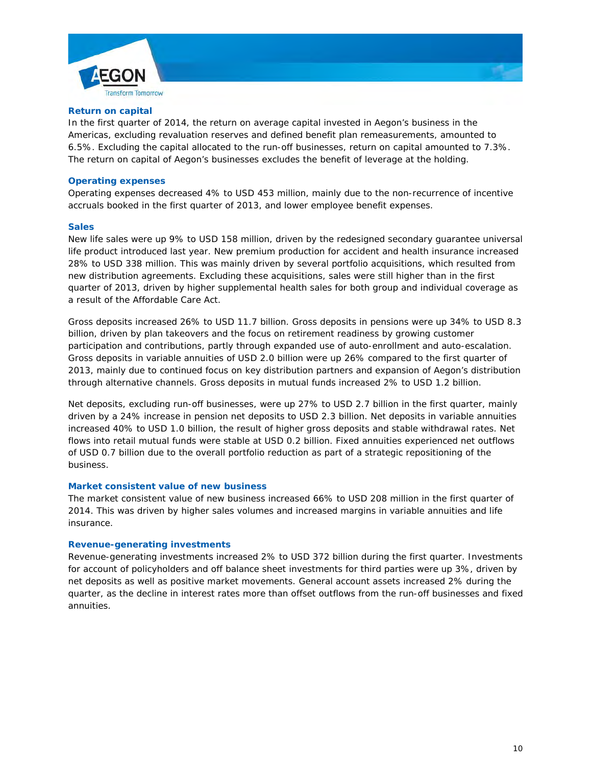### Return on capital

In the first quarter of 2014, the return on average capital invested in Aegon's business in the Americas, excluding revaluation reserves and defined benefit plan remeasurements, amounted to 6.5%. Excluding the capital allocated to the run-off businesses, return on capital amounted to 7.3%. The return on capital of Aegon's businesses excludes the benefit of leverage at the holding.

### Operating expenses

Operating expenses decreased 4% to USD 453 million, mainly due to the non-recurrence of incentive accruals booked in the first quarter of 2013, and lower employee benefit expenses.

### Sales

New life sales were up 9% to USD 158 million, driven by the redesigned secondary guarantee universal life product introduced last year. New premium production for accident and health insurance increased 28% to USD 338 million. This was mainly driven by several portfolio acquisitions, which resulted from new distribution agreements. Excluding these acquisitions, sales were still higher than in the first quarter of 2013, driven by higher supplemental health sales for both group and individual coverage as a result of the Affordable Care Act.

Gross deposits increased 26% to USD 11.7 billion. Gross deposits in pensions were up 34% to USD 8.3 billion, driven by plan takeovers and the focus on retirement readiness by growing customer participation and contributions, partly through expanded use of auto-enrollment and auto-escalation. Gross deposits in variable annuities of USD 2.0 billion were up 26% compared to the first quarter of 2013, mainly due to continued focus on key distribution partners and expansion of Aegon's distribution through alternative channels. Gross deposits in mutual funds increased 2% to USD 1.2 billion.

Net deposits, excluding run-off businesses, were up 27% to USD 2.7 billion in the first quarter, mainly driven by a 24% increase in pension net deposits to USD 2.3 billion. Net deposits in variable annuities increased 40% to USD 1.0 billion, the result of higher gross deposits and stable withdrawal rates. Net flows into retail mutual funds were stable at USD 0.2 billion. Fixed annuities experienced net outflows of USD 0.7 billion due to the overall portfolio reduction as part of a strategic repositioning of the business.

### Market consistent value of new business

The market consistent value of new business increased 66% to USD 208 million in the first quarter of 2014. This was driven by higher sales volumes and increased margins in variable annuities and life insurance.

### Revenue-generating investments

Revenue-generating investments increased 2% to USD 372 billion during the first quarter. Investments for account of policyholders and off balance sheet investments for third parties were up 3%, driven by net deposits as well as positive market movements. General account assets increased 2% during the quarter, as the decline in interest rates more than offset outflows from the run-off businesses and fixed annuities.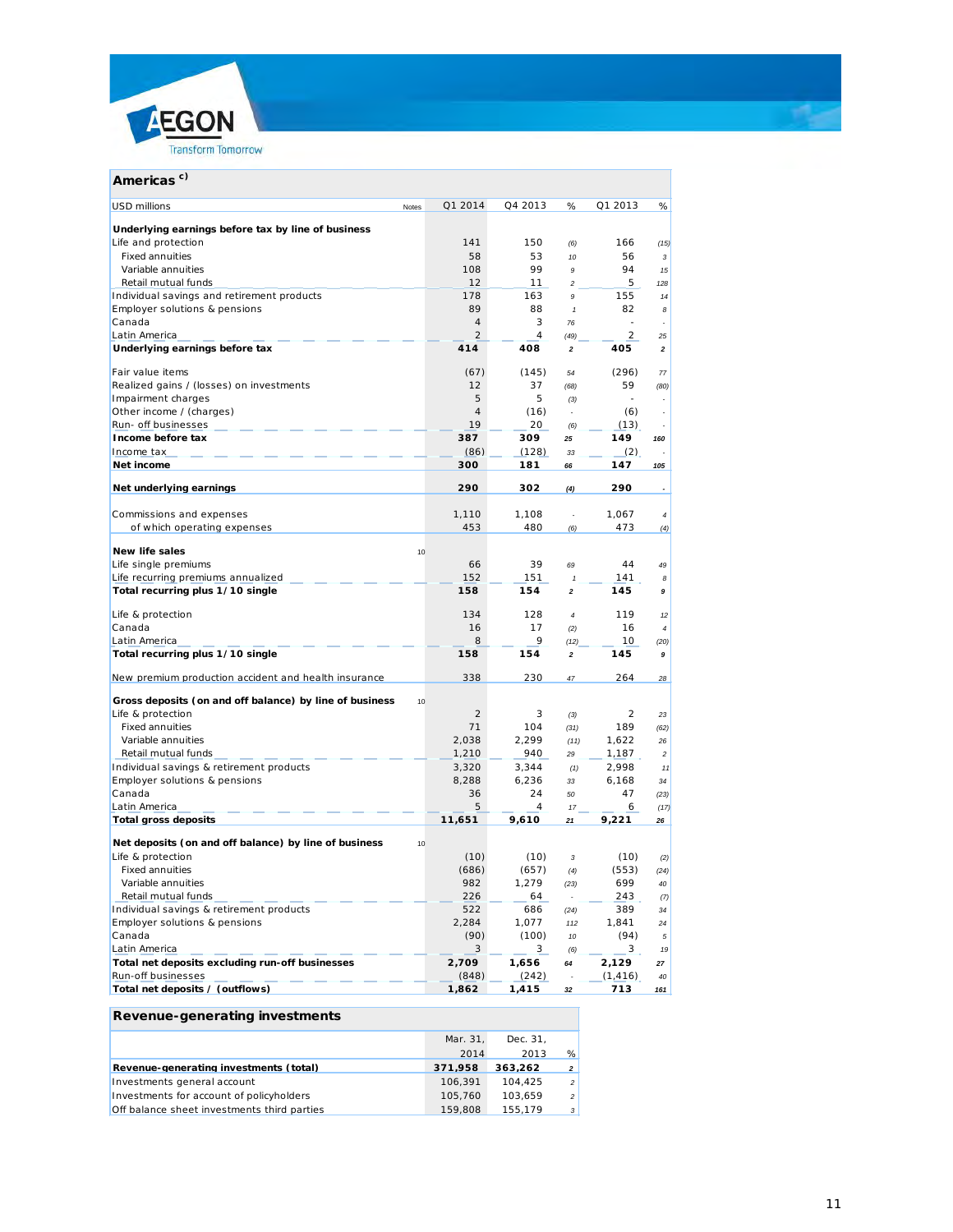## Americas [c)]

| USD millions | Notes | Q1 2014 | Q4 2013 | % | Q1 2013 | % |
|---|---|---|---|---|---|---|
| **Underlying earnings before tax by line of business** | | | | | | |
| Life and protection | | 141 | 150 | (6) | 166 | (15) |
| Fixed annuities | | 58 | 53 | 10 | 56 | 3 |
| Variable annuities | | 108 | 99 | 9 | 94 | 15 |
| Retail mutual funds | | 12 | 11 | 2 | 5 | 128 |
| Individual savings and retirement products | | 178 | 163 | 9 | 155 | 14 |
| Employer solutions & pensions | | 89 | 88 | 1 | 82 | 8 |
| Canada | | 4 | 3 | 76 | - | - |
| Latin America | | 2 | 4 | (49) | 2 | 25 |
| **Underlying earnings before tax** | | **414** | **408** | **2** | **405** | **2** |
| Fair value items | | (67) | (145) | 54 | (296) | 77 |
| Realized gains / (losses) on investments | | 12 | 37 | (68) | 59 | (80) |
| Impairment charges | | 5 | 5 | (3) | - | - |
| Other income / (charges) | | 4 | (16) | - | (6) | - |
| Run- off businesses | | 19 | 20 | (6) | (13) | - |
| **Income before tax** | | **387** | **309** | **25** | **149** | **160** |
| Income tax | | (86) | (128) | 33 | (2) | - |
| **Net income** | | **300** | **181** | **66** | **147** | **105** |
| **Net underlying earnings** | | **290** | **302** | **(4)** | **290** | **-** |
| Commissions and expenses | | 1,110 | 1,108 | - | 1,067 | 4 |
| of which operating expenses | | 453 | 480 | (6) | 473 | (4) |
| **New life sales** | 10 | | | | | |
| Life single premiums | | 66 | 39 | 69 | 44 | 49 |
| Life recurring premiums annualized | | 152 | 151 | 1 | 141 | 8 |
| **Total recurring plus 1/10 single** | | **158** | **154** | **2** | **145** | **9** |
| Life & protection | | 134 | 128 | 4 | 119 | 12 |
| Canada | | 16 | 17 | (2) | 16 | 4 |
| Latin America | | 8 | 9 | (12) | 10 | (20) |
| **Total recurring plus 1/10 single** | | **158** | **154** | **2** | **145** | **9** |
| New premium production accident and health insurance | | 338 | 230 | 47 | 264 | 28 |
| **Gross deposits (on and off balance) by line of business** | 10 | | | | | |
| Life & protection | | 2 | 3 | (3) | 2 | 23 |
| Fixed annuities | | 71 | 104 | (31) | 189 | (62) |
| Variable annuities | | 2,038 | 2,299 | (11) | 1,622 | 26 |
| Retail mutual funds | | 1,210 | 940 | 29 | 1,187 | 2 |
| Individual savings & retirement products | | 3,320 | 3,344 | (1) | 2,998 | 11 |
| Employer solutions & pensions | | 8,288 | 6,236 | 33 | 6,168 | 34 |
| Canada | | 36 | 24 | 50 | 47 | (23) |
| Latin America | | 5 | 4 | 17 | 6 | (17) |
| **Total gross deposits** | | **11,651** | **9,610** | **21** | **9,221** | **26** |
| **Net deposits (on and off balance) by line of business** | 10 | | | | | |
| Life & protection | | (10) | (10) | 3 | (10) | (2) |
| Fixed annuities | | (686) | (657) | (4) | (553) | (24) |
| Variable annuities | | 982 | 1,279 | (23) | 699 | 40 |
| Retail mutual funds | | 226 | 64 | - | 243 | (7) |
| Individual savings & retirement products | | 522 | 686 | (24) | 389 | 34 |
| Employer solutions & pensions | | 2,284 | 1,077 | 112 | 1,841 | 24 |
| Canada | | (90) | (100) | 10 | (94) | 5 |
| Latin America | | 3 | 3 | (6) | 3 | 19 |
| **Total net deposits excluding run-off businesses** | | **2,709** | **1,656** | **64** | **2,129** | **27** |
| Run-off businesses | | (848) | (242) | - | (1,416) | 40 |
| **Total net deposits / (outflows)** | | **1,862** | **1,415** | **32** | **713** | **161** |

## Revenue-generating investments

| | Mar. 31, 2014 | Dec. 31, 2013 | % |
|---|---|---|---|
| **Revenue-generating investments (total)** | **371,958** | **363,262** | **2** |
| Investments general account | 106,391 | 104,425 | 2 |
| Investments for account of policyholders | 105,760 | 103,659 | 2 |
| Off balance sheet investments third parties | 159,808 | 155,179 | 3 |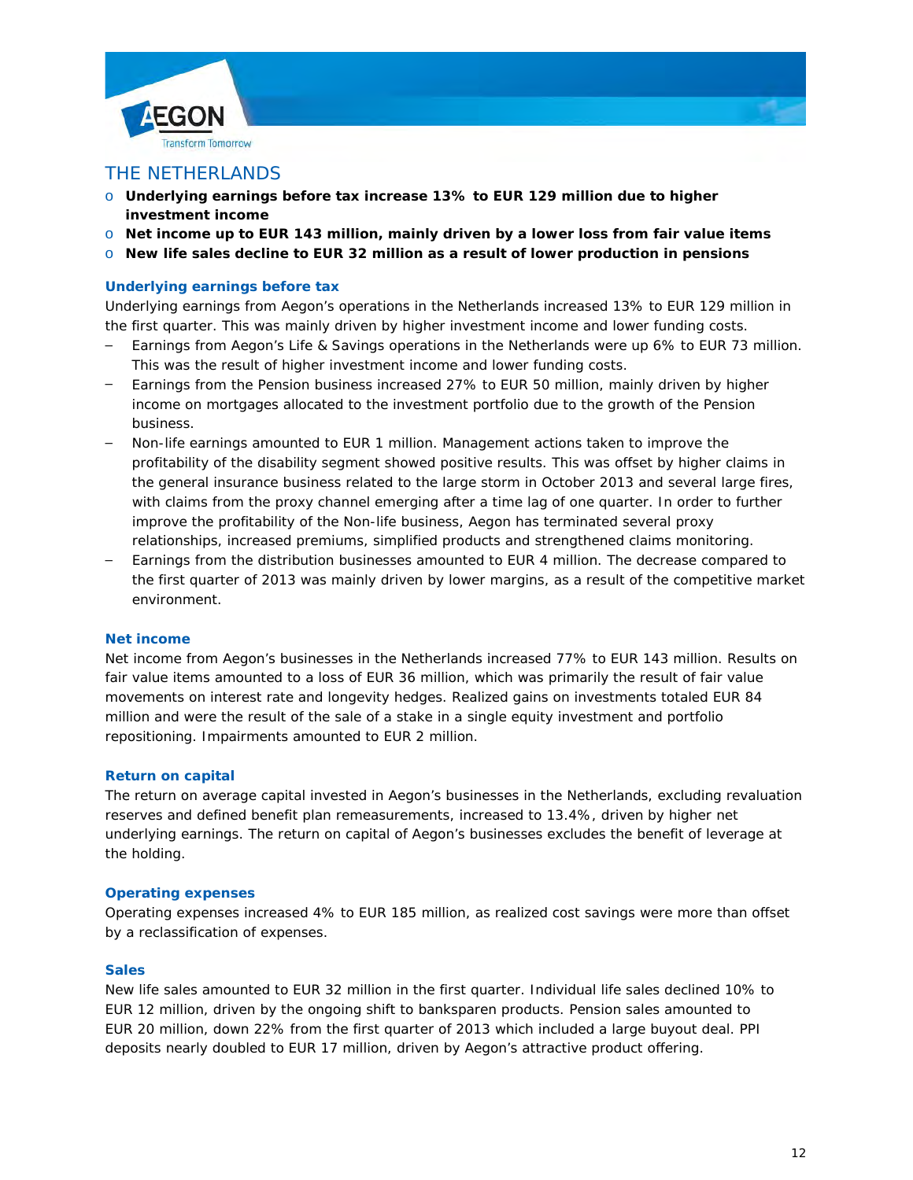## THE NETHERLANDS

- **Underlying earnings before tax increase 13% to EUR 129 million due to higher investment income**
- **Net income up to EUR 143 million, mainly driven by a lower loss from fair value items**
- **New life sales decline to EUR 32 million as a result of lower production in pensions**

### Underlying earnings before tax

Underlying earnings from Aegon's operations in the Netherlands increased 13% to EUR 129 million in the first quarter. This was mainly driven by higher investment income and lower funding costs.

- Earnings from Aegon's Life & Savings operations in the Netherlands were up 6% to EUR 73 million. This was the result of higher investment income and lower funding costs.
- Earnings from the Pension business increased 27% to EUR 50 million, mainly driven by higher income on mortgages allocated to the investment portfolio due to the growth of the Pension business.
- Non-life earnings amounted to EUR 1 million. Management actions taken to improve the profitability of the disability segment showed positive results. This was offset by higher claims in the general insurance business related to the large storm in October 2013 and several large fires, with claims from the proxy channel emerging after a time lag of one quarter. In order to further improve the profitability of the Non-life business, Aegon has terminated several proxy relationships, increased premiums, simplified products and strengthened claims monitoring.
- Earnings from the distribution businesses amounted to EUR 4 million. The decrease compared to the first quarter of 2013 was mainly driven by lower margins, as a result of the competitive market environment.

### Net income

Net income from Aegon's businesses in the Netherlands increased 77% to EUR 143 million. Results on fair value items amounted to a loss of EUR 36 million, which was primarily the result of fair value movements on interest rate and longevity hedges. Realized gains on investments totaled EUR 84 million and were the result of the sale of a stake in a single equity investment and portfolio repositioning. Impairments amounted to EUR 2 million.

### Return on capital

The return on average capital invested in Aegon's businesses in the Netherlands, excluding revaluation reserves and defined benefit plan remeasurements, increased to 13.4%, driven by higher net underlying earnings. The return on capital of Aegon's businesses excludes the benefit of leverage at the holding.

### Operating expenses

Operating expenses increased 4% to EUR 185 million, as realized cost savings were more than offset by a reclassification of expenses.

### Sales

New life sales amounted to EUR 32 million in the first quarter. Individual life sales declined 10% to EUR 12 million, driven by the ongoing shift to banksparen products. Pension sales amounted to EUR 20 million, down 22% from the first quarter of 2013 which included a large buyout deal. PPI deposits nearly doubled to EUR 17 million, driven by Aegon's attractive product offering.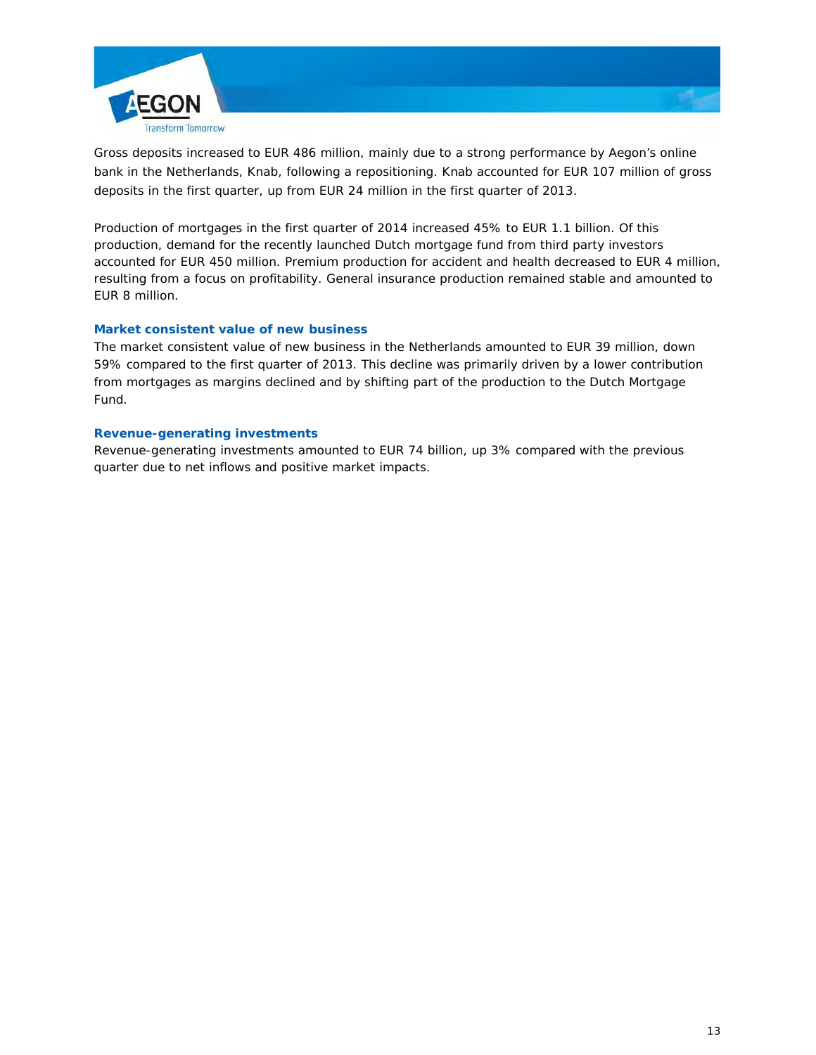Gross deposits increased to EUR 486 million, mainly due to a strong performance by Aegon's online bank in the Netherlands, Knab, following a repositioning. Knab accounted for EUR 107 million of gross deposits in the first quarter, up from EUR 24 million in the first quarter of 2013.

Production of mortgages in the first quarter of 2014 increased 45% to EUR 1.1 billion. Of this production, demand for the recently launched Dutch mortgage fund from third party investors accounted for EUR 450 million. Premium production for accident and health decreased to EUR 4 million, resulting from a focus on profitability. General insurance production remained stable and amounted to EUR 8 million.

### Market consistent value of new business

The market consistent value of new business in the Netherlands amounted to EUR 39 million, down 59% compared to the first quarter of 2013. This decline was primarily driven by a lower contribution from mortgages as margins declined and by shifting part of the production to the Dutch Mortgage Fund.

### Revenue-generating investments

Revenue-generating investments amounted to EUR 74 billion, up 3% compared with the previous quarter due to net inflows and positive market impacts.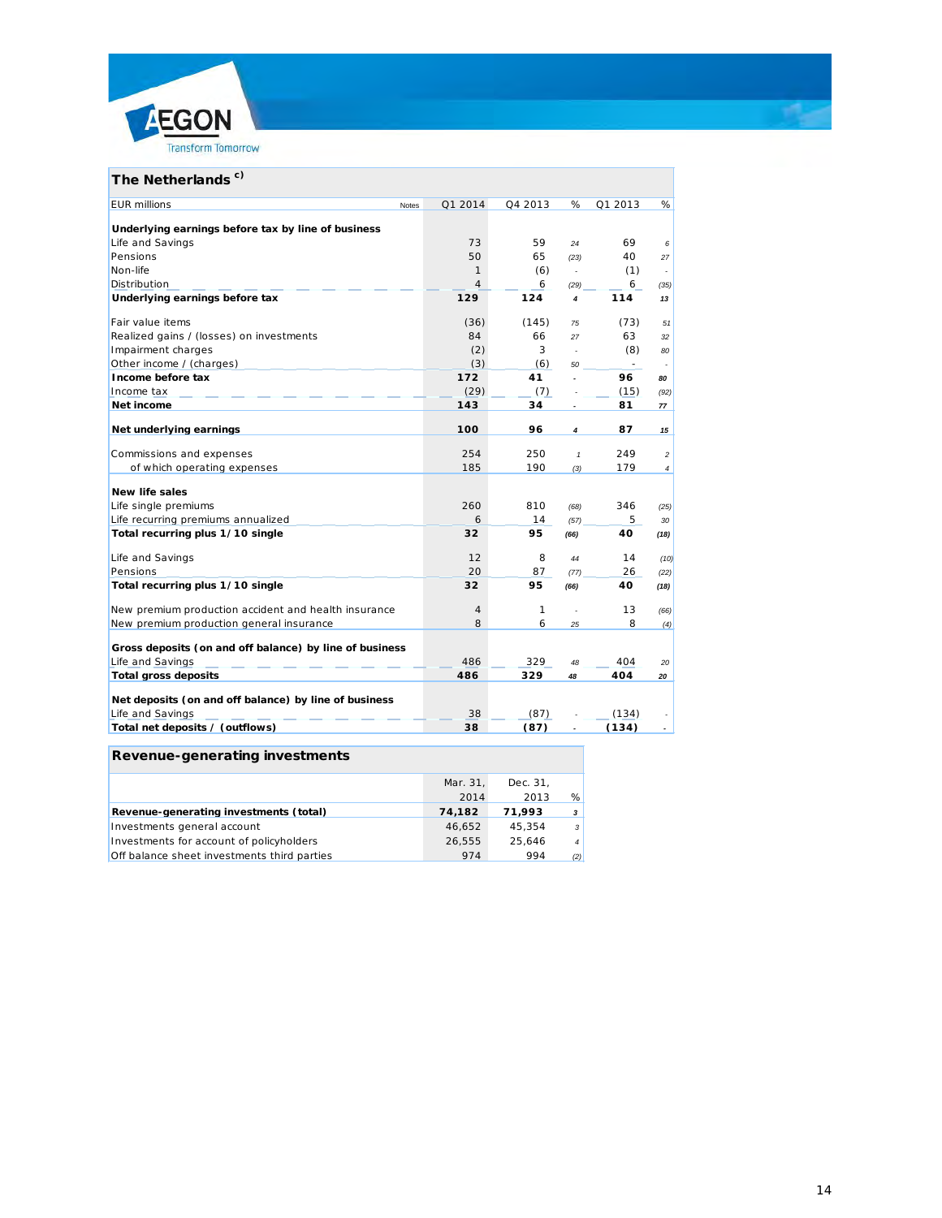## The Netherlands [c)]

| EUR millions | Notes | Q1 2014 | Q4 2013 | % | Q1 2013 | % |
|---|---|---|---|---|---|---|
| **Underlying earnings before tax by line of business** | | | | | | |
| Life and Savings | | 73 | 59 | 24 | 69 | 6 |
| Pensions | | 50 | 65 | (23) | 40 | 27 |
| Non-life | | 1 | (6) | - | (1) | - |
| Distribution | | 4 | 6 | (29) | 6 | (35) |
| **Underlying earnings before tax** | | **129** | **124** | **4** | **114** | **13** |
| | | | | | | |
| Fair value items | | (36) | (145) | 75 | (73) | 51 |
| Realized gains / (losses) on investments | | 84 | 66 | 27 | 63 | 32 |
| Impairment charges | | (2) | 3 | - | (8) | 80 |
| Other income / (charges) | | (3) | (6) | 50 | - | - |
| **Income before tax** | | **172** | **41** | **-** | **96** | **80** |
| Income tax | | (29) | (7) | - | (15) | (92) |
| **Net income** | | **143** | **34** | **-** | **81** | **77** |
| | | | | | | |
| **Net underlying earnings** | | **100** | **96** | **4** | **87** | **15** |
| | | | | | | |
| Commissions and expenses | | 254 | 250 | 1 | 249 | 2 |
| of which operating expenses | | 185 | 190 | (3) | 179 | 4 |
| | | | | | | |
| **New life sales** | | | | | | |
| Life single premiums | | 260 | 810 | (68) | 346 | (25) |
| Life recurring premiums annualized | | 6 | 14 | (57) | 5 | 30 |
| **Total recurring plus 1/10 single** | | **32** | **95** | **(66)** | **40** | **(18)** |
| | | | | | | |
| Life and Savings | | 12 | 8 | 44 | 14 | (10) |
| Pensions | | 20 | 87 | (77) | 26 | (22) |
| **Total recurring plus 1/10 single** | | **32** | **95** | **(66)** | **40** | **(18)** |
| | | | | | | |
| New premium production accident and health insurance | | 4 | 1 | - | 13 | (66) |
| New premium production general insurance | | 8 | 6 | 25 | 8 | (4) |
| | | | | | | |
| **Gross deposits (on and off balance) by line of business** | | | | | | |
| Life and Savings | | 486 | 329 | 48 | 404 | 20 |
| **Total gross deposits** | | **486** | **329** | **48** | **404** | **20** |
| | | | | | | |
| **Net deposits (on and off balance) by line of business** | | | | | | |
| Life and Savings | | 38 | (87) | - | (134) | - |
| **Total net deposits / (outflows)** | | **38** | **(87)** | **-** | **(134)** | **-** |

## Revenue-generating investments

| | Mar. 31, 2014 | Dec. 31, 2013 | % |
|---|---|---|---|
| **Revenue-generating investments (total)** | **74,182** | **71,993** | **3** |
| Investments general account | 46,652 | 45,354 | 3 |
| Investments for account of policyholders | 26,555 | 25,646 | 4 |
| Off balance sheet investments third parties | 974 | 994 | (2) |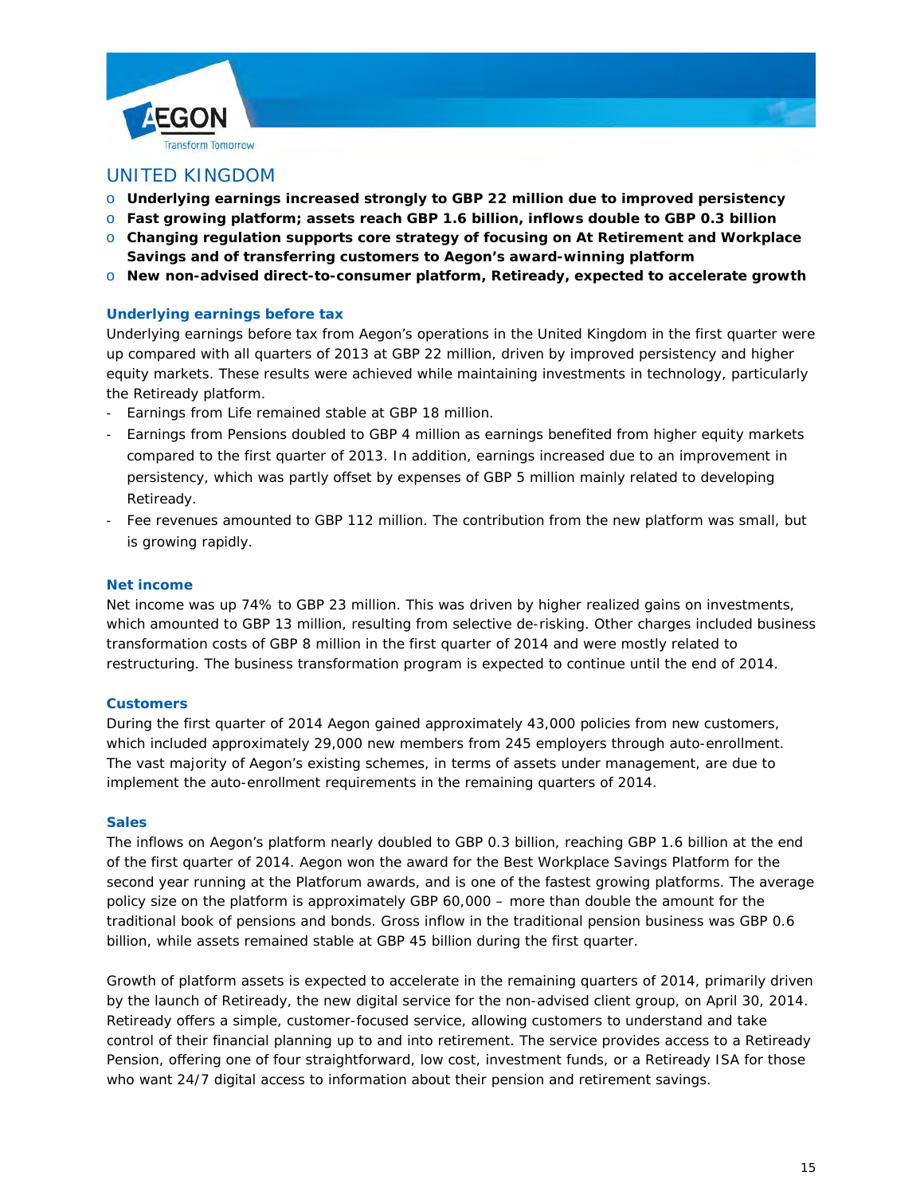## UNITED KINGDOM

- **Underlying earnings increased strongly to GBP 22 million due to improved persistency**
- **Fast growing platform; assets reach GBP 1.6 billion, inflows double to GBP 0.3 billion**
- **Changing regulation supports core strategy of focusing on At Retirement and Workplace Savings and of transferring customers to Aegon's award-winning platform**
- **New non-advised direct-to-consumer platform, Retiready, expected to accelerate growth**

### Underlying earnings before tax

Underlying earnings before tax from Aegon's operations in the United Kingdom in the first quarter were up compared with all quarters of 2013 at GBP 22 million, driven by improved persistency and higher equity markets. These results were achieved while maintaining investments in technology, particularly the Retiready platform.

- Earnings from Life remained stable at GBP 18 million.
- Earnings from Pensions doubled to GBP 4 million as earnings benefited from higher equity markets compared to the first quarter of 2013. In addition, earnings increased due to an improvement in persistency, which was partly offset by expenses of GBP 5 million mainly related to developing Retiready.
- Fee revenues amounted to GBP 112 million. The contribution from the new platform was small, but is growing rapidly.

### Net income

Net income was up 74% to GBP 23 million. This was driven by higher realized gains on investments, which amounted to GBP 13 million, resulting from selective de-risking. Other charges included business transformation costs of GBP 8 million in the first quarter of 2014 and were mostly related to restructuring. The business transformation program is expected to continue until the end of 2014.

### Customers

During the first quarter of 2014 Aegon gained approximately 43,000 policies from new customers, which included approximately 29,000 new members from 245 employers through auto-enrollment. The vast majority of Aegon's existing schemes, in terms of assets under management, are due to implement the auto-enrollment requirements in the remaining quarters of 2014.

### Sales

The inflows on Aegon's platform nearly doubled to GBP 0.3 billion, reaching GBP 1.6 billion at the end of the first quarter of 2014. Aegon won the award for the Best Workplace Savings Platform for the second year running at the Platforum awards, and is one of the fastest growing platforms. The average policy size on the platform is approximately GBP 60,000 – more than double the amount for the traditional book of pensions and bonds. Gross inflow in the traditional pension business was GBP 0.6 billion, while assets remained stable at GBP 45 billion during the first quarter.

Growth of platform assets is expected to accelerate in the remaining quarters of 2014, primarily driven by the launch of Retiready, the new digital service for the non-advised client group, on April 30, 2014. Retiready offers a simple, customer-focused service, allowing customers to understand and take control of their financial planning up to and into retirement. The service provides access to a Retiready Pension, offering one of four straightforward, low cost, investment funds, or a Retiready ISA for those who want 24/7 digital access to information about their pension and retirement savings.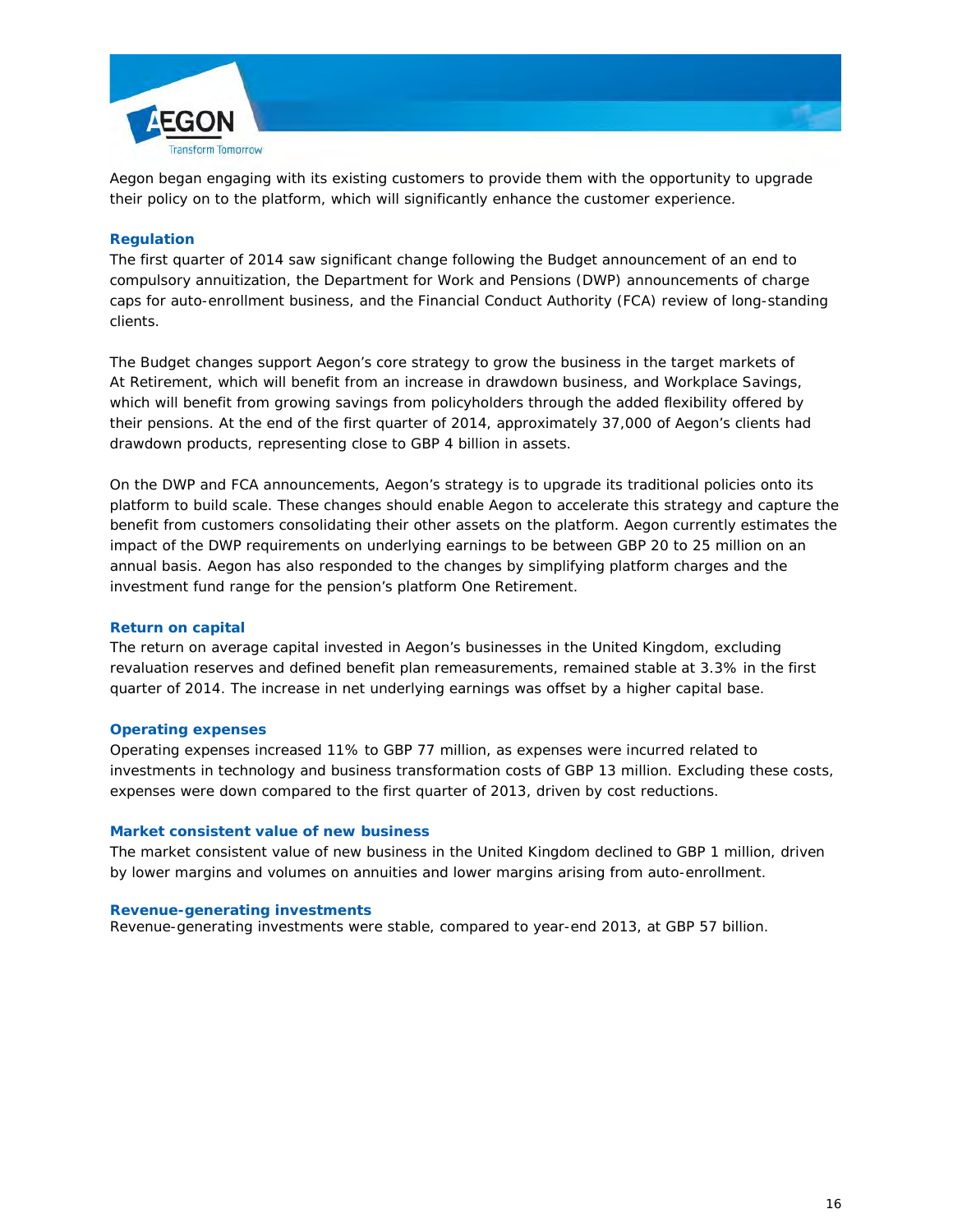Aegon began engaging with its existing customers to provide them with the opportunity to upgrade their policy on to the platform, which will significantly enhance the customer experience.

### Regulation

The first quarter of 2014 saw significant change following the Budget announcement of an end to compulsory annuitization, the Department for Work and Pensions (DWP) announcements of charge caps for auto-enrollment business, and the Financial Conduct Authority (FCA) review of long-standing clients.

The Budget changes support Aegon's core strategy to grow the business in the target markets of At Retirement, which will benefit from an increase in drawdown business, and Workplace Savings, which will benefit from growing savings from policyholders through the added flexibility offered by their pensions. At the end of the first quarter of 2014, approximately 37,000 of Aegon's clients had drawdown products, representing close to GBP 4 billion in assets.

On the DWP and FCA announcements, Aegon's strategy is to upgrade its traditional policies onto its platform to build scale. These changes should enable Aegon to accelerate this strategy and capture the benefit from customers consolidating their other assets on the platform. Aegon currently estimates the impact of the DWP requirements on underlying earnings to be between GBP 20 to 25 million on an annual basis. Aegon has also responded to the changes by simplifying platform charges and the investment fund range for the pension's platform One Retirement.

### Return on capital

The return on average capital invested in Aegon's businesses in the United Kingdom, excluding revaluation reserves and defined benefit plan remeasurements, remained stable at 3.3% in the first quarter of 2014. The increase in net underlying earnings was offset by a higher capital base.

### Operating expenses

Operating expenses increased 11% to GBP 77 million, as expenses were incurred related to investments in technology and business transformation costs of GBP 13 million. Excluding these costs, expenses were down compared to the first quarter of 2013, driven by cost reductions.

### Market consistent value of new business

The market consistent value of new business in the United Kingdom declined to GBP 1 million, driven by lower margins and volumes on annuities and lower margins arising from auto-enrollment.

### Revenue-generating investments

Revenue-generating investments were stable, compared to year-end 2013, at GBP 57 billion.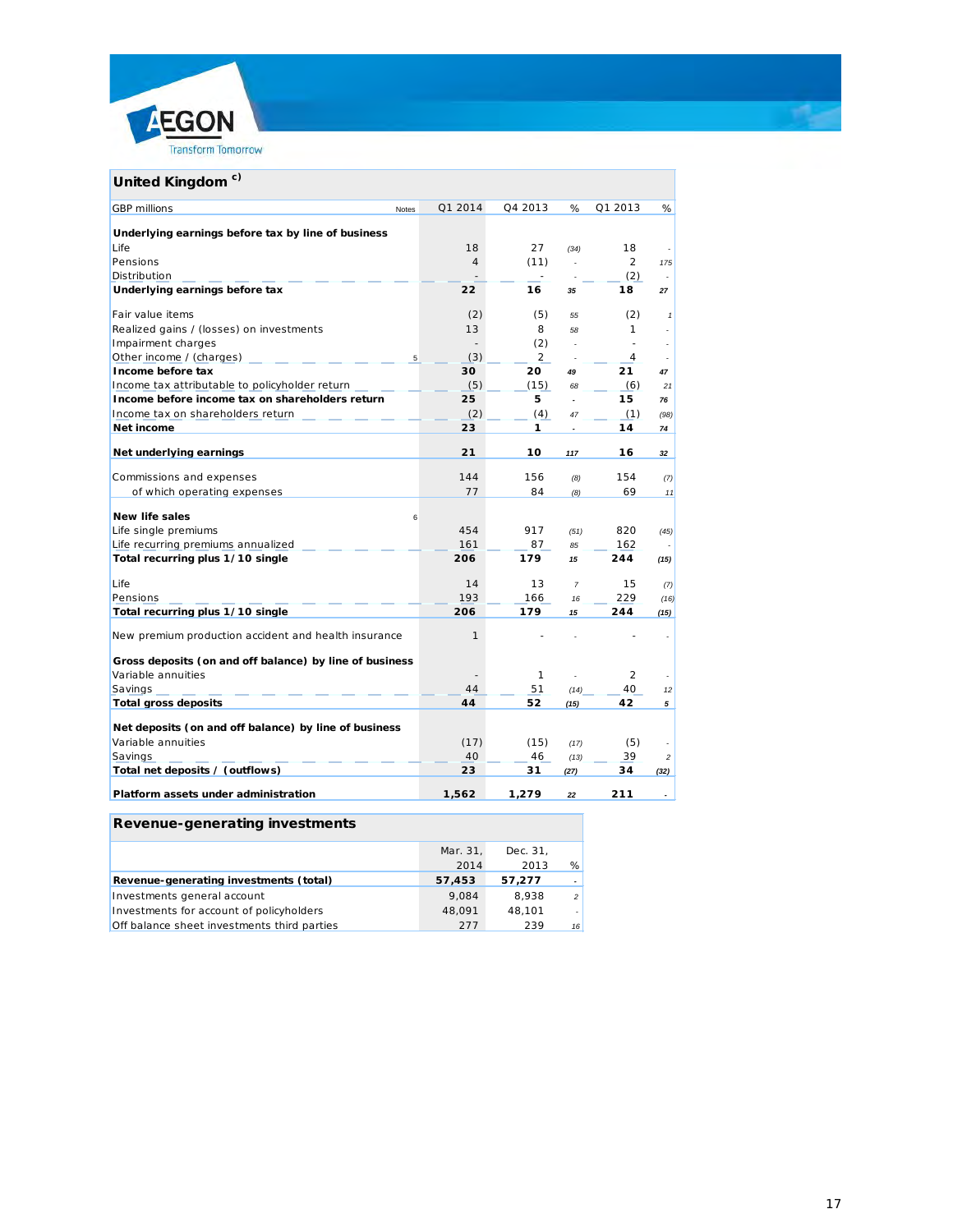## United Kingdom [c)]

| GBP millions | Notes | Q1 2014 | Q4 2013 | % | Q1 2013 | % |
|---|---|---|---|---|---|---|
| **Underlying earnings before tax by line of business** | | | | | | |
| Life | | 18 | 27 | (34) | 18 | - |
| Pensions | | 4 | (11) | - | 2 | 175 |
| Distribution | | - | - | - | (2) | - |
| **Underlying earnings before tax** | | **22** | **16** | **35** | **18** | **27** |
| | | | | | | |
| Fair value items | | (2) | (5) | 55 | (2) | 1 |
| Realized gains / (losses) on investments | | 13 | 8 | 58 | 1 | - |
| Impairment charges | | - | (2) | - | - | - |
| Other income / (charges) | 5 | (3) | 2 | - | 4 | - |
| **Income before tax** | | **30** | **20** | **49** | **21** | **47** |
| Income tax attributable to policyholder return | | (5) | (15) | 68 | (6) | 21 |
| **Income before income tax on shareholders return** | | **25** | **5** | **-** | **15** | **76** |
| Income tax on shareholders return | | (2) | (4) | 47 | (1) | (98) |
| **Net income** | | **23** | **1** | **-** | **14** | **74** |
| | | | | | | |
| **Net underlying earnings** | | **21** | **10** | **117** | **16** | **32** |
| | | | | | | |
| Commissions and expenses | | 144 | 156 | (8) | 154 | (7) |
| of which operating expenses | | 77 | 84 | (8) | 69 | 11 |
| | | | | | | |
| **New life sales** | 6 | | | | | |
| Life single premiums | | 454 | 917 | (51) | 820 | (45) |
| Life recurring premiums annualized | | 161 | 87 | 85 | 162 | - |
| **Total recurring plus 1/10 single** | | **206** | **179** | **15** | **244** | **(15)** |
| | | | | | | |
| Life | | 14 | 13 | 7 | 15 | (7) |
| Pensions | | 193 | 166 | 16 | 229 | (16) |
| **Total recurring plus 1/10 single** | | **206** | **179** | **15** | **244** | **(15)** |
| | | | | | | |
| New premium production accident and health insurance | | 1 | - | - | - | - |
| | | | | | | |
| **Gross deposits (on and off balance) by line of business** | | | | | | |
| Variable annuities | | - | 1 | - | 2 | - |
| Savings | | 44 | 51 | (14) | 40 | 12 |
| **Total gross deposits** | | **44** | **52** | **(15)** | **42** | **5** |
| | | | | | | |
| **Net deposits (on and off balance) by line of business** | | | | | | |
| Variable annuities | | (17) | (15) | (17) | (5) | - |
| Savings | | 40 | 46 | (13) | 39 | 2 |
| **Total net deposits / (outflows)** | | **23** | **31** | **(27)** | **34** | **(32)** |
| | | | | | | |
| **Platform assets under administration** | | **1,562** | **1,279** | **22** | **211** | **-** |

## Revenue-generating investments

| | Mar. 31, 2014 | Dec. 31, 2013 | % |
|---|---|---|---|
| **Revenue-generating investments (total)** | **57,453** | **57,277** | **-** |
| Investments general account | 9,084 | 8,938 | 2 |
| Investments for account of policyholders | 48,091 | 48,101 | - |
| Off balance sheet investments third parties | 277 | 239 | 16 |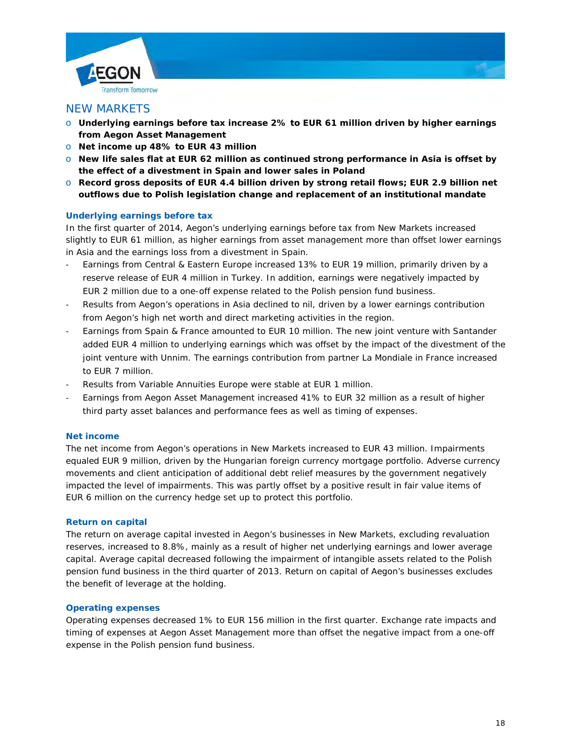## NEW MARKETS

- **Underlying earnings before tax increase 2% to EUR 61 million driven by higher earnings from Aegon Asset Management**
- **Net income up 48% to EUR 43 million**
- **New life sales flat at EUR 62 million as continued strong performance in Asia is offset by the effect of a divestment in Spain and lower sales in Poland**
- **Record gross deposits of EUR 4.4 billion driven by strong retail flows; EUR 2.9 billion net outflows due to Polish legislation change and replacement of an institutional mandate**

### Underlying earnings before tax

In the first quarter of 2014, Aegon's underlying earnings before tax from New Markets increased slightly to EUR 61 million, as higher earnings from asset management more than offset lower earnings in Asia and the earnings loss from a divestment in Spain.

- Earnings from Central & Eastern Europe increased 13% to EUR 19 million, primarily driven by a reserve release of EUR 4 million in Turkey. In addition, earnings were negatively impacted by EUR 2 million due to a one-off expense related to the Polish pension fund business.
- Results from Aegon's operations in Asia declined to nil, driven by a lower earnings contribution from Aegon's high net worth and direct marketing activities in the region.
- Earnings from Spain & France amounted to EUR 10 million. The new joint venture with Santander added EUR 4 million to underlying earnings which was offset by the impact of the divestment of the joint venture with Unnim. The earnings contribution from partner La Mondiale in France increased to EUR 7 million.
- Results from Variable Annuities Europe were stable at EUR 1 million.
- Earnings from Aegon Asset Management increased 41% to EUR 32 million as a result of higher third party asset balances and performance fees as well as timing of expenses.

### Net income

The net income from Aegon's operations in New Markets increased to EUR 43 million. Impairments equaled EUR 9 million, driven by the Hungarian foreign currency mortgage portfolio. Adverse currency movements and client anticipation of additional debt relief measures by the government negatively impacted the level of impairments. This was partly offset by a positive result in fair value items of EUR 6 million on the currency hedge set up to protect this portfolio.

### Return on capital

The return on average capital invested in Aegon's businesses in New Markets, excluding revaluation reserves, increased to 8.8%, mainly as a result of higher net underlying earnings and lower average capital. Average capital decreased following the impairment of intangible assets related to the Polish pension fund business in the third quarter of 2013. Return on capital of Aegon's businesses excludes the benefit of leverage at the holding.

### Operating expenses

Operating expenses decreased 1% to EUR 156 million in the first quarter. Exchange rate impacts and timing of expenses at Aegon Asset Management more than offset the negative impact from a one-off expense in the Polish pension fund business.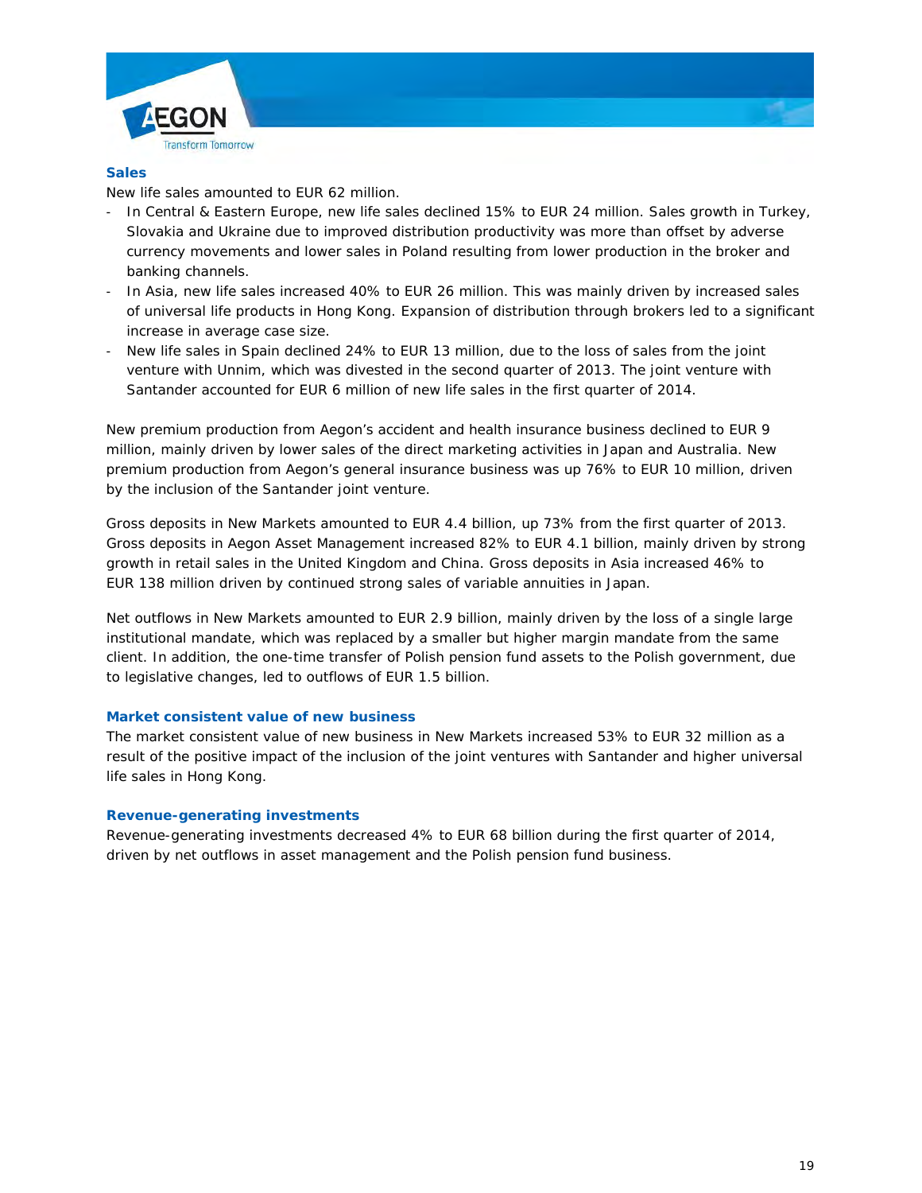### Sales

New life sales amounted to EUR 62 million.

- In Central & Eastern Europe, new life sales declined 15% to EUR 24 million. Sales growth in Turkey, Slovakia and Ukraine due to improved distribution productivity was more than offset by adverse currency movements and lower sales in Poland resulting from lower production in the broker and banking channels.
- In Asia, new life sales increased 40% to EUR 26 million. This was mainly driven by increased sales of universal life products in Hong Kong. Expansion of distribution through brokers led to a significant increase in average case size.
- New life sales in Spain declined 24% to EUR 13 million, due to the loss of sales from the joint venture with Unnim, which was divested in the second quarter of 2013. The joint venture with Santander accounted for EUR 6 million of new life sales in the first quarter of 2014.

New premium production from Aegon's accident and health insurance business declined to EUR 9 million, mainly driven by lower sales of the direct marketing activities in Japan and Australia. New premium production from Aegon's general insurance business was up 76% to EUR 10 million, driven by the inclusion of the Santander joint venture.

Gross deposits in New Markets amounted to EUR 4.4 billion, up 73% from the first quarter of 2013. Gross deposits in Aegon Asset Management increased 82% to EUR 4.1 billion, mainly driven by strong growth in retail sales in the United Kingdom and China. Gross deposits in Asia increased 46% to EUR 138 million driven by continued strong sales of variable annuities in Japan.

Net outflows in New Markets amounted to EUR 2.9 billion, mainly driven by the loss of a single large institutional mandate, which was replaced by a smaller but higher margin mandate from the same client. In addition, the one-time transfer of Polish pension fund assets to the Polish government, due to legislative changes, led to outflows of EUR 1.5 billion.

### Market consistent value of new business

The market consistent value of new business in New Markets increased 53% to EUR 32 million as a result of the positive impact of the inclusion of the joint ventures with Santander and higher universal life sales in Hong Kong.

### Revenue-generating investments

Revenue-generating investments decreased 4% to EUR 68 billion during the first quarter of 2014, driven by net outflows in asset management and the Polish pension fund business.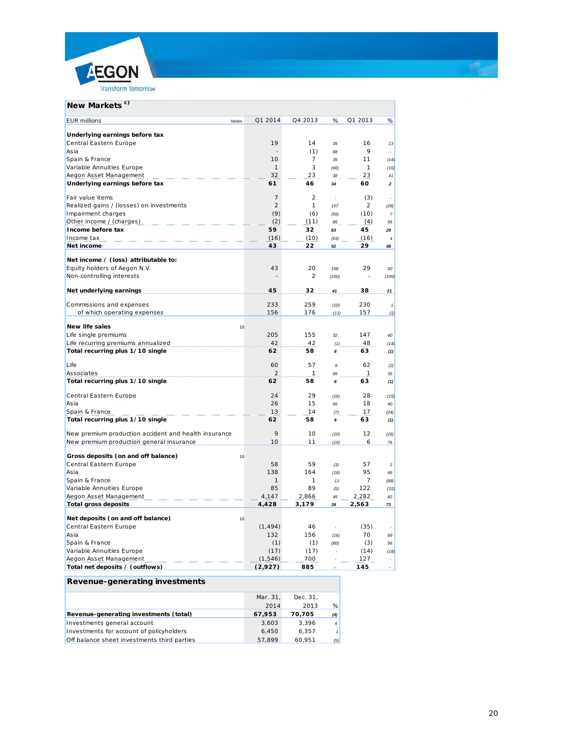## New Markets [c)]

| EUR millions | Notes | Q1 2014 | Q4 2013 | % | Q1 2013 | % |
|---|---|---|---|---|---|---|
| **Underlying earnings before tax** | | | | | | |
| Central Eastern Europe | | 19 | 14 | 35 | 16 | 13 |
| Asia | | - | (1) | 88 | 9 | - |
| Spain & France | | 10 | 7 | 35 | 11 | (14) |
| Variable Annuities Europe | | 1 | 3 | (66) | 1 | (16) |
| Aegon Asset Management | | 32 | 23 | 38 | 23 | 41 |
| **Underlying earnings before tax** | | **61** | **46** | **34** | **60** | **2** |
| | | | | | | |
| Fair value items | | 7 | 2 | - | (3) | - |
| Realized gains / (losses) on investments | | 2 | 1 | 107 | 2 | (28) |
| Impairment charges | | (9) | (6) | (59) | (10) | 7 |
| Other income / (charges) | | (2) | (11) | 85 | (4) | 56 |
| **Income before tax** | | **59** | **32** | **83** | **45** | **29** |
| Income tax | | (16) | (10) | (63) | (16) | 4 |
| **Net income** | | **43** | **22** | **92** | **29** | **48** |
| | | | | | | |
| **Net income / (loss) attributable to:** | | | | | | |
| Equity holders of Aegon N.V. | | 43 | 20 | 108 | 29 | 50 |
| Non-controlling interests | | - | 2 | (100) | - | (100) |
| | | | | | | |
| **Net underlying earnings** | | **45** | **32** | **41** | **38** | **21** |
| | | | | | | |
| Commissions and expenses | | 233 | 259 | (10) | 230 | 1 |
| of which operating expenses | | 156 | 176 | (11) | 157 | (1) |
| | | | | | | |
| **New life sales** | 10 | | | | | |
| Life single premiums | | 205 | 155 | 32 | 147 | 40 |
| Life recurring premiums annualized | | 42 | 42 | (1) | 48 | (14) |
| **Total recurring plus 1/10 single** | | **62** | **58** | **8** | **63** | **(1)** |
| | | | | | | |
| Life | | 60 | 57 | 6 | 62 | (2) |
| Associates | | 2 | 1 | 99 | 1 | 35 |
| **Total recurring plus 1/10 single** | | **62** | **58** | **8** | **63** | **(1)** |
| | | | | | | |
| Central Eastern Europe | | 24 | 29 | (16) | 28 | (15) |
| Asia | | 26 | 15 | 66 | 18 | 40 |
| Spain & France | | 13 | 14 | (7) | 17 | (24) |
| **Total recurring plus 1/10 single** | | **62** | **58** | **8** | **63** | **(1)** |
| | | | | | | |
| New premium production accident and health insurance | | 9 | 10 | (10) | 12 | (26) |
| New premium production general insurance | | 10 | 11 | (15) | 6 | 76 |
| | | | | | | |
| **Gross deposits (on and off balance)** | 10 | | | | | |
| Central Eastern Europe | | 58 | 59 | (3) | 57 | 2 |
| Asia | | 138 | 164 | (16) | 95 | 46 |
| Spain & France | | 1 | 1 | 11 | 7 | (88) |
| Variable Annuities Europe | | 85 | 89 | (5) | 122 | (31) |
| Aegon Asset Management | | 4,147 | 2,866 | 45 | 2,282 | 82 |
| **Total gross deposits** | | **4,428** | **3,179** | **39** | **2,563** | **73** |
| | | | | | | |
| **Net deposits (on and off balance)** | 10 | | | | | |
| Central Eastern Europe | | (1,494) | 46 | - | (35) | - |
| Asia | | 132 | 156 | (16) | 70 | 89 |
| Spain & France | | (1) | (1) | (80) | (3) | 56 |
| Variable Annuities Europe | | (17) | (17) | - | (14) | (18) |
| Aegon Asset Management | | (1,546) | 700 | - | 127 | - |
| **Total net deposits / (outflows)** | | **(2,927)** | **885** | **-** | **145** | **-** |

## Revenue-generating investments

| | Mar. 31, 2014 | Dec. 31, 2013 | % |
|---|---|---|---|
| **Revenue-generating investments (total)** | **67,953** | **70,705** | **(4)** |
| Investments general account | 3,603 | 3,396 | 6 |
| Investments for account of policyholders | 6,450 | 6,357 | 1 |
| Off balance sheet investments third parties | 57,899 | 60,951 | (5) |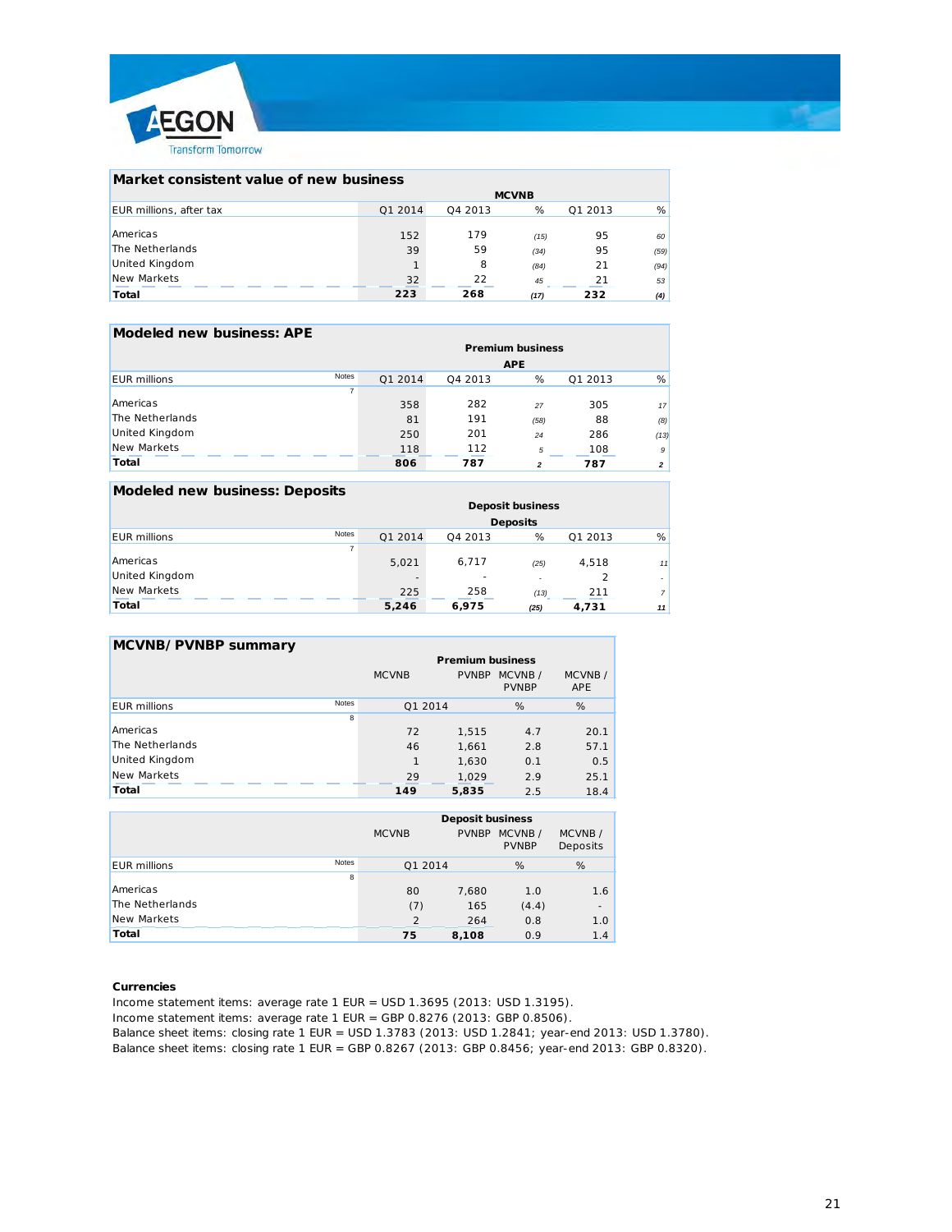## Market consistent value of new business

| EUR millions, after tax | MCVNB Q1 2014 | Q4 2013 | % | Q1 2013 | % |
|---|---|---|---|---|---|
| Americas | 152 | 179 | (15) | 95 | 60 |
| The Netherlands | 39 | 59 | (34) | 95 | (59) |
| United Kingdom | 1 | 8 | (84) | 21 | (94) |
| New Markets | 32 | 22 | 45 | 21 | 53 |
| **Total** | **223** | **268** | **(17)** | **232** | **(4)** |

## Modeled new business: APE

| EUR millions | Notes | Premium business APE Q1 2014 | Q4 2013 | % | Q1 2013 | % |
|---|---|---|---|---|---|---|
| | 7 | | | | | |
| Americas | | 358 | 282 | 27 | 305 | 17 |
| The Netherlands | | 81 | 191 | (58) | 88 | (8) |
| United Kingdom | | 250 | 201 | 24 | 286 | (13) |
| New Markets | | 118 | 112 | 5 | 108 | 9 |
| **Total** | | **806** | **787** | **2** | **787** | **2** |

## Modeled new business: Deposits

| EUR millions | Notes | Deposit business Deposits Q1 2014 | Q4 2013 | % | Q1 2013 | % |
|---|---|---|---|---|---|---|
| | 7 | | | | | |
| Americas | | 5,021 | 6,717 | (25) | 4,518 | 11 |
| United Kingdom | | - | - | - | 2 | - |
| New Markets | | 225 | 258 | (13) | 211 | 7 |
| **Total** | | **5,246** | **6,975** | **(25)** | **4,731** | **11** |

## MCVNB/ PVNBP summary

| | | Premium business | | | |
|---|---|---|---|---|---|
| | | MCVNB | PVNBP | MCVNB / PVNBP | MCVNB / APE |
| EUR millions | Notes | Q1 2014 | | % | % |
| | 8 | | | | |
| Americas | | 72 | 1,515 | 4.7 | 20.1 |
| The Netherlands | | 46 | 1,661 | 2.8 | 57.1 |
| United Kingdom | | 1 | 1,630 | 0.1 | 0.5 |
| New Markets | | 29 | 1,029 | 2.9 | 25.1 |
| **Total** | | **149** | **5,835** | 2.5 | 18.4 |

| | | Deposit business | | | |
|---|---|---|---|---|---|
| | | MCVNB | PVNBP | MCVNB / PVNBP | MCVNB / Deposits |
| EUR millions | Notes | Q1 2014 | | % | % |
| | 8 | | | | |
| Americas | | 80 | 7,680 | 1.0 | 1.6 |
| The Netherlands | | (7) | 165 | (4.4) | - |
| New Markets | | 2 | 264 | 0.8 | 1.0 |
| **Total** | | **75** | **8,108** | 0.9 | 1.4 |

**Currencies**

Income statement items: average rate 1 EUR = USD 1.3695 (2013: USD 1.3195).
Income statement items: average rate 1 EUR = GBP 0.8276 (2013: GBP 0.8506).
Balance sheet items: closing rate 1 EUR = USD 1.3783 (2013: USD 1.2841; year-end 2013: USD 1.3780).
Balance sheet items: closing rate 1 EUR = GBP 0.8267 (2013: GBP 0.8456; year-end 2013: GBP 0.8320).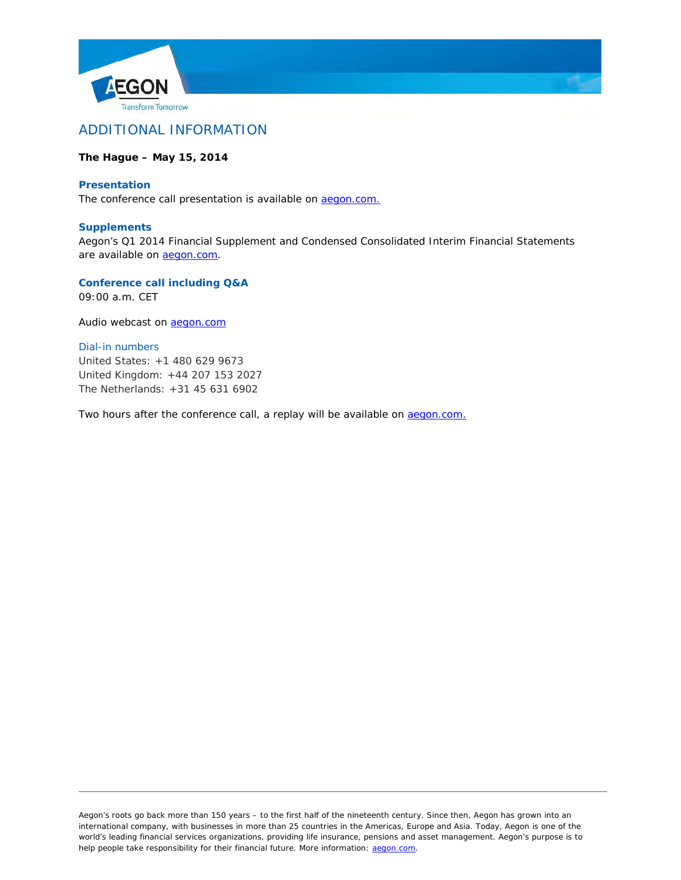# ADDITIONAL INFORMATION

**The Hague – May 15, 2014**

### Presentation

The conference call presentation is available on aegon.com.

### Supplements

Aegon's Q1 2014 Financial Supplement and Condensed Consolidated Interim Financial Statements are available on aegon.com.

### Conference call including Q&A

09:00 a.m. CET

Audio webcast on aegon.com

Dial-in numbers

United States: +1 480 629 9673
United Kingdom: +44 207 153 2027
The Netherlands: +31 45 631 6902

Two hours after the conference call, a replay will be available on aegon.com.

---

Aegon's roots go back more than 150 years – to the first half of the nineteenth century. Since then, Aegon has grown into an international company, with businesses in more than 25 countries in the Americas, Europe and Asia. Today, Aegon is one of the world's leading financial services organizations, providing life insurance, pensions and asset management. Aegon's purpose is to help people take responsibility for their financial future. More information: aegon.com.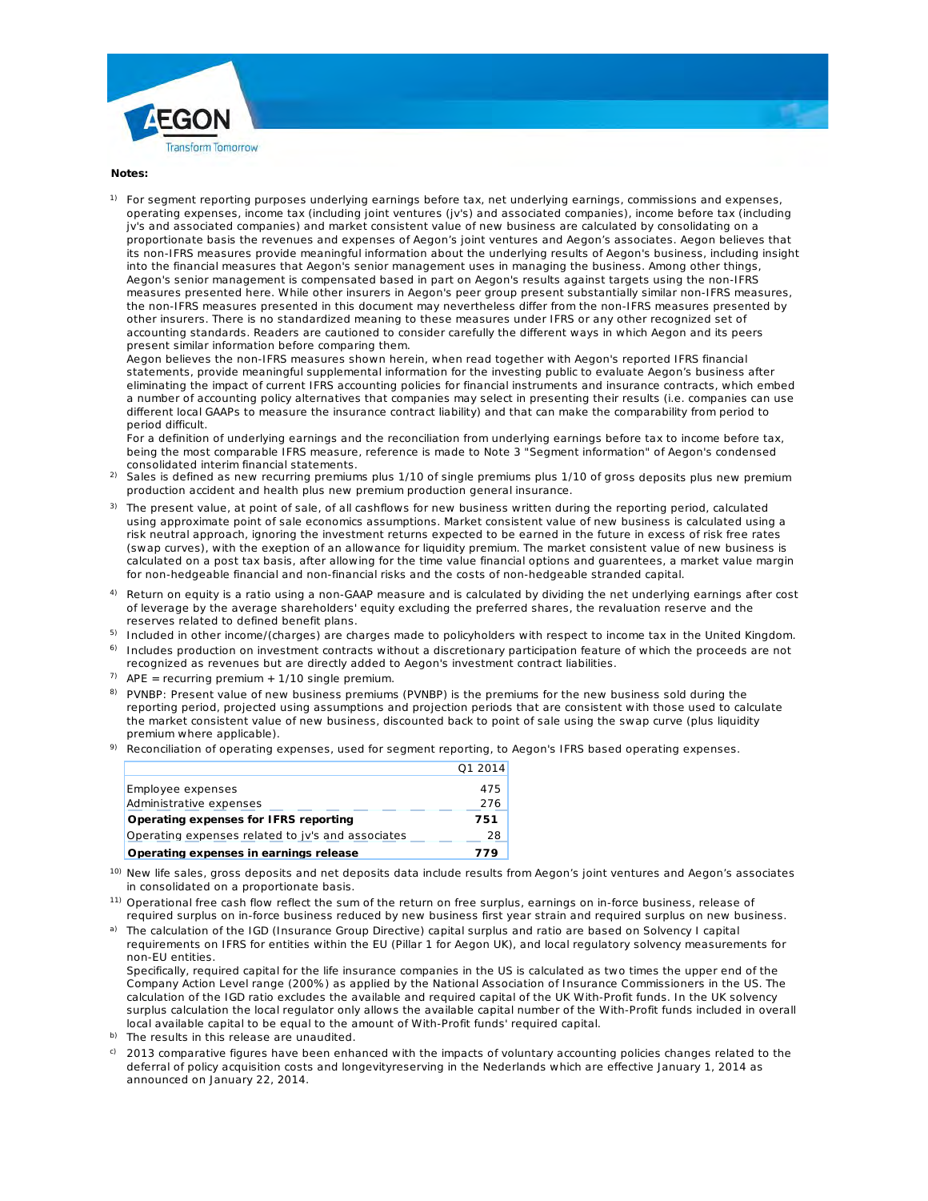**Notes:**

1) For segment reporting purposes underlying earnings before tax, net underlying earnings, commissions and expenses, operating expenses, income tax (including joint ventures (jv's) and associated companies), income before tax (including jv's and associated companies) and market consistent value of new business are calculated by consolidating on a proportionate basis the revenues and expenses of Aegon's joint ventures and Aegon's associates. Aegon believes that its non-IFRS measures provide meaningful information about the underlying results of Aegon's business, including insight into the financial measures that Aegon's senior management uses in managing the business. Among other things, Aegon's senior management is compensated based in part on Aegon's results against targets using the non-IFRS measures presented here. While other insurers in Aegon's peer group present substantially similar non-IFRS measures, the non-IFRS measures presented in this document may nevertheless differ from the non-IFRS measures presented by other insurers. There is no standardized meaning to these measures under IFRS or any other recognized set of accounting standards. Readers are cautioned to consider carefully the different ways in which Aegon and its peers present similar information before comparing them.
Aegon believes the non-IFRS measures shown herein, when read together with Aegon's reported IFRS financial statements, provide meaningful supplemental information for the investing public to evaluate Aegon's business after eliminating the impact of current IFRS accounting policies for financial instruments and insurance contracts, which embed a number of accounting policy alternatives that companies may select in presenting their results (i.e. companies can use different local GAAPs to measure the insurance contract liability) and that can make the comparability from period to period difficult.
For a definition of underlying earnings and the reconciliation from underlying earnings before tax to income before tax, being the most comparable IFRS measure, reference is made to Note 3 "Segment information" of Aegon's condensed consolidated interim financial statements.

2) Sales is defined as new recurring premiums plus 1/10 of single premiums plus 1/10 of gross deposits plus new premium production accident and health plus new premium production general insurance.

3) The present value, at point of sale, of all cashflows for new business written during the reporting period, calculated using approximate point of sale economics assumptions. Market consistent value of new business is calculated using a risk neutral approach, ignoring the investment returns expected to be earned in the future in excess of risk free rates (swap curves), with the exeption of an allowance for liquidity premium. The market consistent value of new business is calculated on a post tax basis, after allowing for the time value financial options and guarentees, a market value margin for non-hedgeable financial and non-financial risks and the costs of non-hedgeable stranded capital.

4) Return on equity is a ratio using a non-GAAP measure and is calculated by dividing the net underlying earnings after cost of leverage by the average shareholders' equity excluding the preferred shares, the revaluation reserve and the reserves related to defined benefit plans.

5) Included in other income/(charges) are charges made to policyholders with respect to income tax in the United Kingdom.

6) Includes production on investment contracts without a discretionary participation feature of which the proceeds are not recognized as revenues but are directly added to Aegon's investment contract liabilities.

7) APE = recurring premium + 1/10 single premium.

8) PVNBP: Present value of new business premiums (PVNBP) is the premiums for the new business sold during the reporting period, projected using assumptions and projection periods that are consistent with those used to calculate the market consistent value of new business, discounted back to point of sale using the swap curve (plus liquidity premium where applicable).

9) Reconciliation of operating expenses, used for segment reporting, to Aegon's IFRS based operating expenses.

| | Q1 2014 |
|---|---|
| Employee expenses | 475 |
| Administrative expenses | 276 |
| **Operating expenses for IFRS reporting** | **751** |
| Operating expenses related to jv's and associates | 28 |
| **Operating expenses in earnings release** | **779** |

10) New life sales, gross deposits and net deposits data include results from Aegon's joint ventures and Aegon's associates in consolidated on a proportionate basis.

11) Operational free cash flow reflect the sum of the return on free surplus, earnings on in-force business, release of required surplus on in-force business reduced by new business first year strain and required surplus on new business.

a) The calculation of the IGD (Insurance Group Directive) capital surplus and ratio are based on Solvency I capital requirements on IFRS for entities within the EU (Pillar 1 for Aegon UK), and local regulatory solvency measurements for non-EU entities.
Specifically, required capital for the life insurance companies in the US is calculated as two times the upper end of the Company Action Level range (200%) as applied by the National Association of Insurance Commissioners in the US. The calculation of the IGD ratio excludes the available and required capital of the UK With-Profit funds. In the UK solvency surplus calculation the local regulator only allows the available capital number of the With-Profit funds included in overall local available capital to be equal to the amount of With-Profit funds' required capital.

b) The results in this release are unaudited.

c) 2013 comparative figures have been enhanced with the impacts of voluntary accounting policies changes related to the deferral of policy acquisition costs and longevityreserving in the Nederlands which are effective January 1, 2014 as announced on January 22, 2014.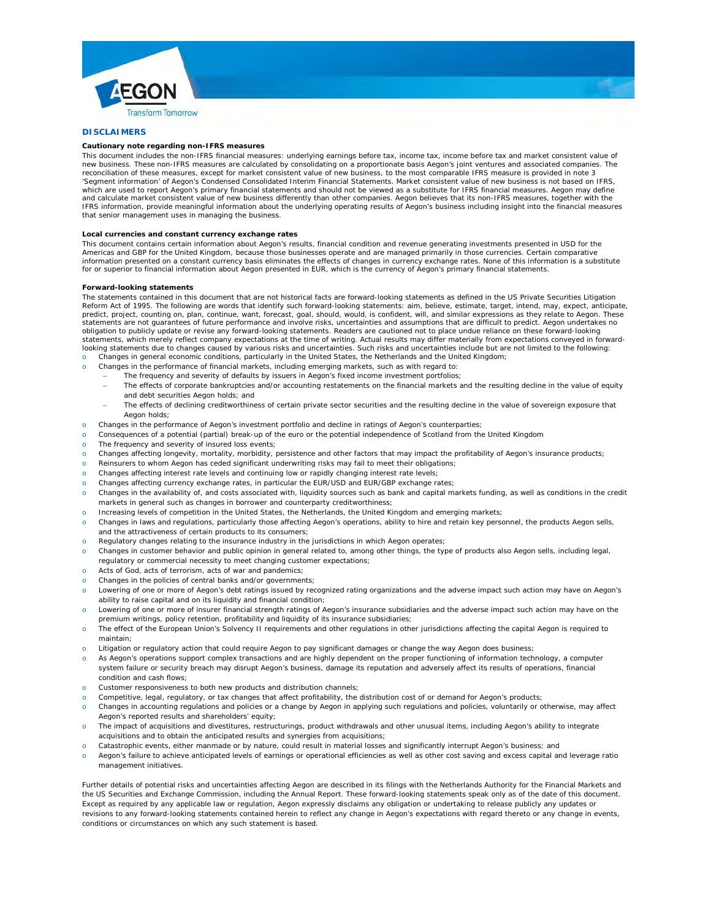## DISCLAIMERS

**Cautionary note regarding non-IFRS measures**

This document includes the non-IFRS financial measures: underlying earnings before tax, income tax, income before tax and market consistent value of new business. These non-IFRS measures are calculated by consolidating on a proportionate basis Aegon's joint ventures and associated companies. The reconciliation of these measures, except for market consistent value of new business, to the most comparable IFRS measure is provided in note 3 'Segment information' of Aegon's Condensed Consolidated Interim Financial Statements. Market consistent value of new business is not based on IFRS, which are used to report Aegon's primary financial statements and should not be viewed as a substitute for IFRS financial measures. Aegon may define and calculate market consistent value of new business differently than other companies. Aegon believes that its non-IFRS measures, together with the IFRS information, provide meaningful information about the underlying operating results of Aegon's business including insight into the financial measures that senior management uses in managing the business.

**Local currencies and constant currency exchange rates**

This document contains certain information about Aegon's results, financial condition and revenue generating investments presented in USD for the Americas and GBP for the United Kingdom, because those businesses operate and are managed primarily in those currencies. Certain comparative information presented on a constant currency basis eliminates the effects of changes in currency exchange rates. None of this information is a substitute for or superior to financial information about Aegon presented in EUR, which is the currency of Aegon's primary financial statements.

**Forward-looking statements**

The statements contained in this document that are not historical facts are forward-looking statements as defined in the US Private Securities Litigation Reform Act of 1995. The following are words that identify such forward-looking statements: aim, believe, estimate, target, intend, may, expect, anticipate, predict, project, counting on, plan, continue, want, forecast, goal, should, would, is confident, will, and similar expressions as they relate to Aegon. These statements are not guarantees of future performance and involve risks, uncertainties and assumptions that are difficult to predict. Aegon undertakes no obligation to publicly update or revise any forward-looking statements. Readers are cautioned not to place undue reliance on these forward-looking statements, which merely reflect company expectations at the time of writing. Actual results may differ materially from expectations conveyed in forward-looking statements due to changes caused by various risks and uncertainties. Such risks and uncertainties include but are not limited to the following:

- Changes in general economic conditions, particularly in the United States, the Netherlands and the United Kingdom;
- Changes in the performance of financial markets, including emerging markets, such as with regard to:
  - The frequency and severity of defaults by issuers in Aegon's fixed income investment portfolios;
  - The effects of corporate bankruptcies and/or accounting restatements on the financial markets and the resulting decline in the value of equity and debt securities Aegon holds; and
  - The effects of declining creditworthiness of certain private sector securities and the resulting decline in the value of sovereign exposure that Aegon holds;
- Changes in the performance of Aegon's investment portfolio and decline in ratings of Aegon's counterparties;
- Consequences of a potential (partial) break-up of the euro or the potential independence of Scotland from the United Kingdom
- The frequency and severity of insured loss events;
- Changes affecting longevity, mortality, morbidity, persistence and other factors that may impact the profitability of Aegon's insurance products;
- Reinsurers to whom Aegon has ceded significant underwriting risks may fail to meet their obligations;
- Changes affecting interest rate levels and continuing low or rapidly changing interest rate levels;
- Changes affecting currency exchange rates, in particular the EUR/USD and EUR/GBP exchange rates;
- Changes in the availability of, and costs associated with, liquidity sources such as bank and capital markets funding, as well as conditions in the credit markets in general such as changes in borrower and counterparty creditworthiness;
- Increasing levels of competition in the United States, the Netherlands, the United Kingdom and emerging markets;
- Changes in laws and regulations, particularly those affecting Aegon's operations, ability to hire and retain key personnel, the products Aegon sells, and the attractiveness of certain products to its consumers;
- Regulatory changes relating to the insurance industry in the jurisdictions in which Aegon operates;
- Changes in customer behavior and public opinion in general related to, among other things, the type of products also Aegon sells, including legal, regulatory or commercial necessity to meet changing customer expectations;
- Acts of God, acts of terrorism, acts of war and pandemics;
- Changes in the policies of central banks and/or governments;
- Lowering of one or more of Aegon's debt ratings issued by recognized rating organizations and the adverse impact such action may have on Aegon's ability to raise capital and on its liquidity and financial condition;
- Lowering of one or more of insurer financial strength ratings of Aegon's insurance subsidiaries and the adverse impact such action may have on the premium writings, policy retention, profitability and liquidity of its insurance subsidiaries;
- The effect of the European Union's Solvency II requirements and other regulations in other jurisdictions affecting the capital Aegon is required to maintain;
- Litigation or regulatory action that could require Aegon to pay significant damages or change the way Aegon does business;
- As Aegon's operations support complex transactions and are highly dependent on the proper functioning of information technology, a computer system failure or security breach may disrupt Aegon's business, damage its reputation and adversely affect its results of operations, financial condition and cash flows;
- Customer responsiveness to both new products and distribution channels;
- Competitive, legal, regulatory, or tax changes that affect profitability, the distribution cost of or demand for Aegon's products;
- Changes in accounting regulations and policies or a change by Aegon in applying such regulations and policies, voluntarily or otherwise, may affect Aegon's reported results and shareholders' equity;
- The impact of acquisitions and divestitures, restructurings, product withdrawals and other unusual items, including Aegon's ability to integrate acquisitions and to obtain the anticipated results and synergies from acquisitions;
- Catastrophic events, either manmade or by nature, could result in material losses and significantly interrupt Aegon's business; and
- Aegon's failure to achieve anticipated levels of earnings or operational efficiencies as well as other cost saving and excess capital and leverage ratio management initiatives.

Further details of potential risks and uncertainties affecting Aegon are described in its filings with the Netherlands Authority for the Financial Markets and the US Securities and Exchange Commission, including the Annual Report. These forward-looking statements speak only as of the date of this document. Except as required by any applicable law or regulation, Aegon expressly disclaims any obligation or undertaking to release publicly any updates or revisions to any forward-looking statements contained herein to reflect any change in Aegon's expectations with regard thereto or any change in events, conditions or circumstances on which any such statement is based.